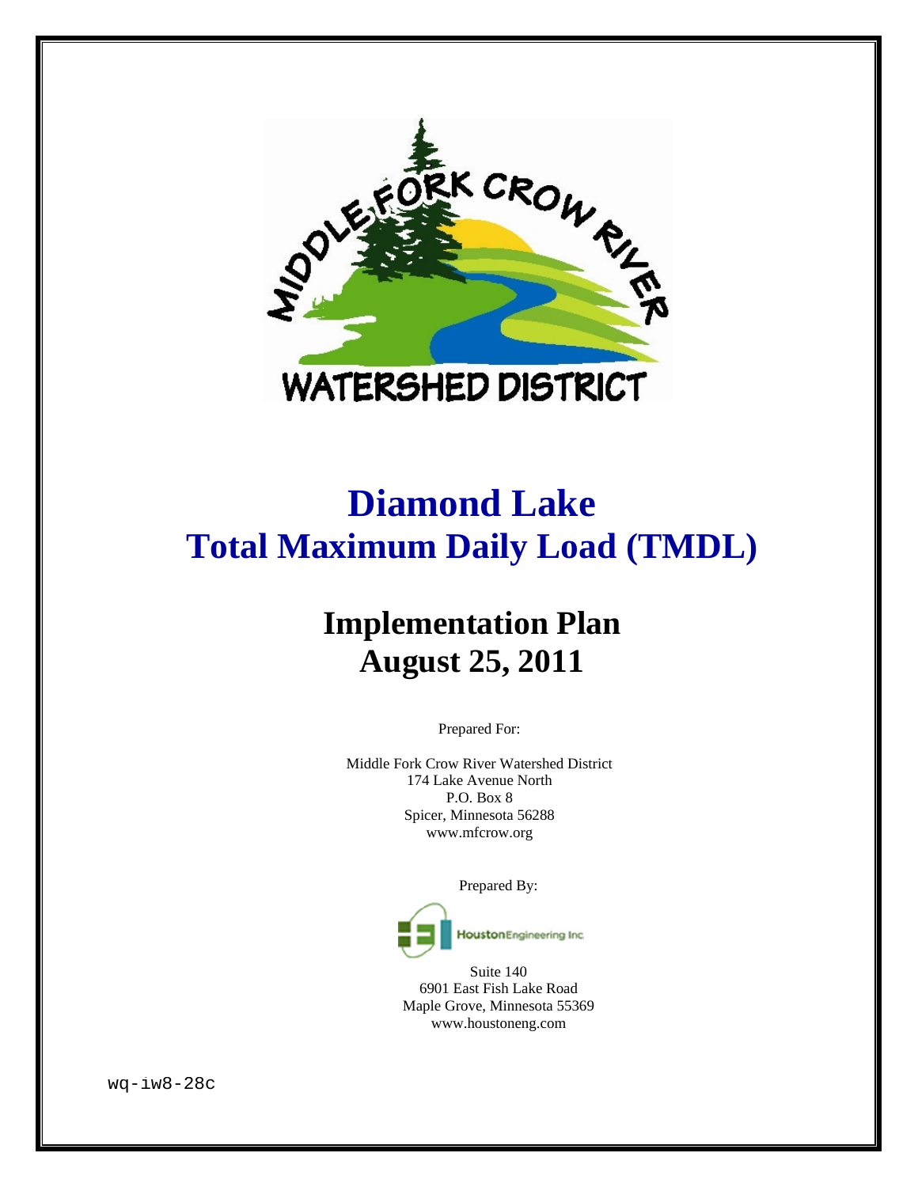MIDDLE FORK CROW RIVER

WATERSHED DISTRICT

# Diamond Lake
# Total Maximum Daily Load (TMDL)

## Implementation Plan
## August 25, 2011

Prepared For:

Middle Fork Crow River Watershed District
174 Lake Avenue North
P.O. Box 8
Spicer, Minnesota 56288
www.mfcrow.org

Prepared By:

Houston Engineering Inc.

Suite 140
6901 East Fish Lake Road
Maple Grove, Minnesota 55369
www.houstoneng.com

wq-iw8-28c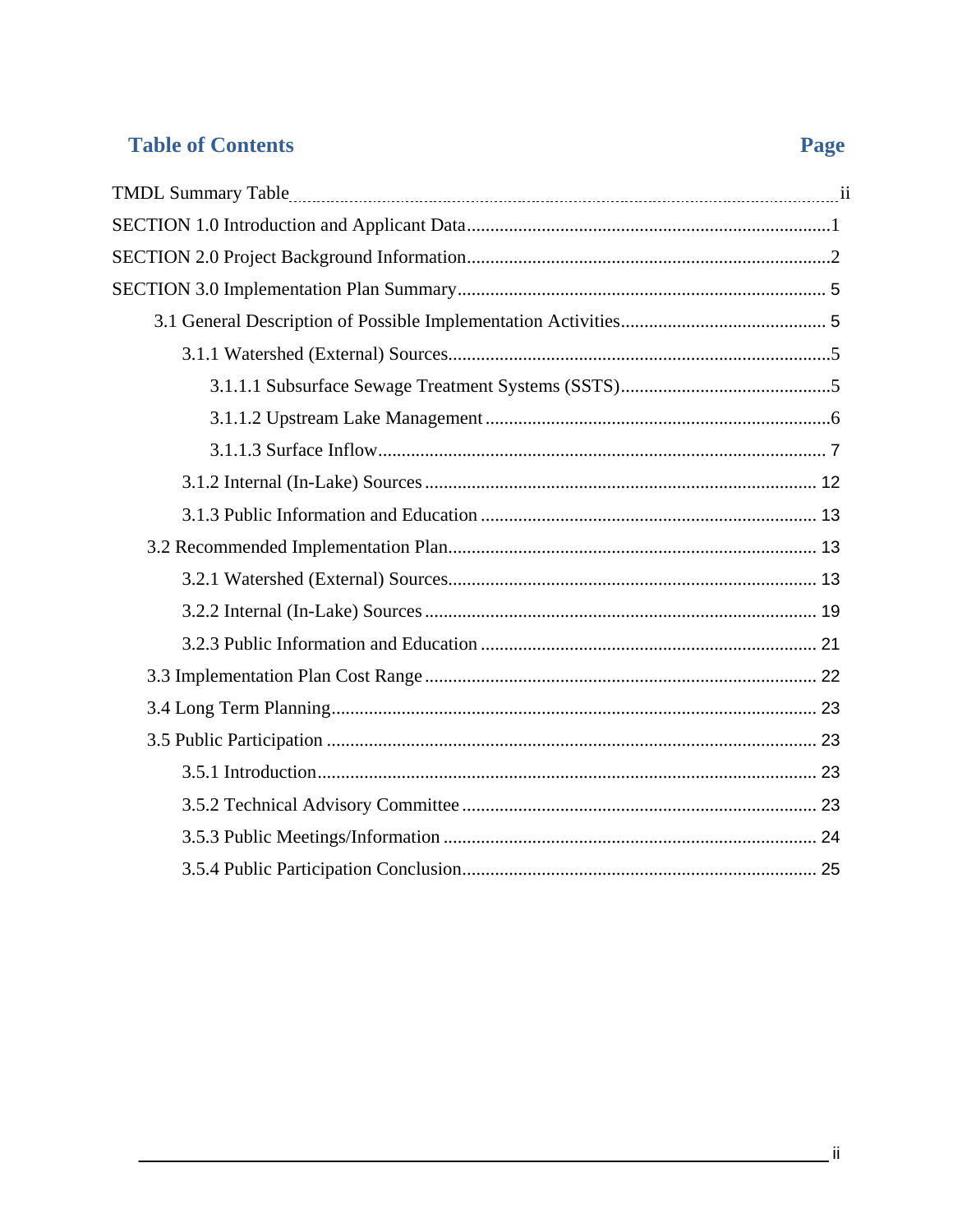## Table of Contents

| | Page |
|---|---|
| TMDL Summary Table | ii |
| SECTION 1.0 Introduction and Applicant Data | 1 |
| SECTION 2.0 Project Background Information | 2 |
| SECTION 3.0 Implementation Plan Summary | 5 |
| 3.1 General Description of Possible Implementation Activities | 5 |
| 3.1.1 Watershed (External) Sources | 5 |
| 3.1.1.1 Subsurface Sewage Treatment Systems (SSTS) | 5 |
| 3.1.1.2 Upstream Lake Management | 6 |
| 3.1.1.3 Surface Inflow | 7 |
| 3.1.2 Internal (In-Lake) Sources | 12 |
| 3.1.3 Public Information and Education | 13 |
| 3.2 Recommended Implementation Plan | 13 |
| 3.2.1 Watershed (External) Sources | 13 |
| 3.2.2 Internal (In-Lake) Sources | 19 |
| 3.2.3 Public Information and Education | 21 |
| 3.3 Implementation Plan Cost Range | 22 |
| 3.4 Long Term Planning | 23 |
| 3.5 Public Participation | 23 |
| 3.5.1 Introduction | 23 |
| 3.5.2 Technical Advisory Committee | 23 |
| 3.5.3 Public Meetings/Information | 24 |
| 3.5.4 Public Participation Conclusion | 25 |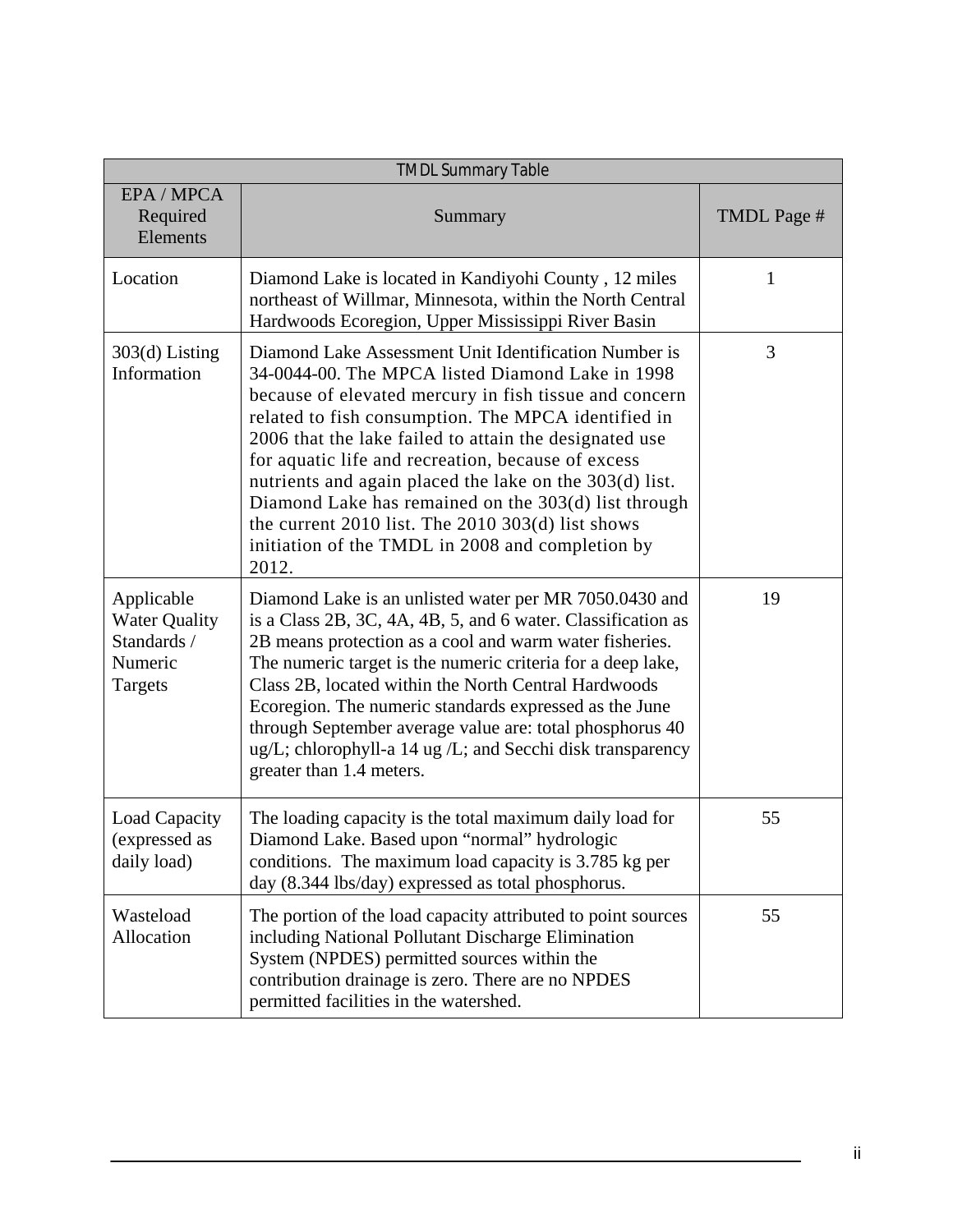| TMDL Summary Table | | |
|---|---|---|
| EPA / MPCA Required Elements | Summary | TMDL Page # |
| Location | Diamond Lake is located in Kandiyohi County , 12 miles northeast of Willmar, Minnesota, within the North Central Hardwoods Ecoregion, Upper Mississippi River Basin | 1 |
| 303(d) Listing Information | Diamond Lake Assessment Unit Identification Number is 34-0044-00. The MPCA listed Diamond Lake in 1998 because of elevated mercury in fish tissue and concern related to fish consumption. The MPCA identified in 2006 that the lake failed to attain the designated use for aquatic life and recreation, because of excess nutrients and again placed the lake on the 303(d) list. Diamond Lake has remained on the 303(d) list through the current 2010 list. The 2010 303(d) list shows initiation of the TMDL in 2008 and completion by 2012. | 3 |
| Applicable Water Quality Standards / Numeric Targets | Diamond Lake is an unlisted water per MR 7050.0430 and is a Class 2B, 3C, 4A, 4B, 5, and 6 water. Classification as 2B means protection as a cool and warm water fisheries. The numeric target is the numeric criteria for a deep lake, Class 2B, located within the North Central Hardwoods Ecoregion. The numeric standards expressed as the June through September average value are: total phosphorus 40 ug/L; chlorophyll-a 14 ug /L; and Secchi disk transparency greater than 1.4 meters. | 19 |
| Load Capacity (expressed as daily load) | The loading capacity is the total maximum daily load for Diamond Lake. Based upon "normal" hydrologic conditions. The maximum load capacity is 3.785 kg per day (8.344 lbs/day) expressed as total phosphorus. | 55 |
| Wasteload Allocation | The portion of the load capacity attributed to point sources including National Pollutant Discharge Elimination System (NPDES) permitted sources within the contribution drainage is zero. There are no NPDES permitted facilities in the watershed. | 55 |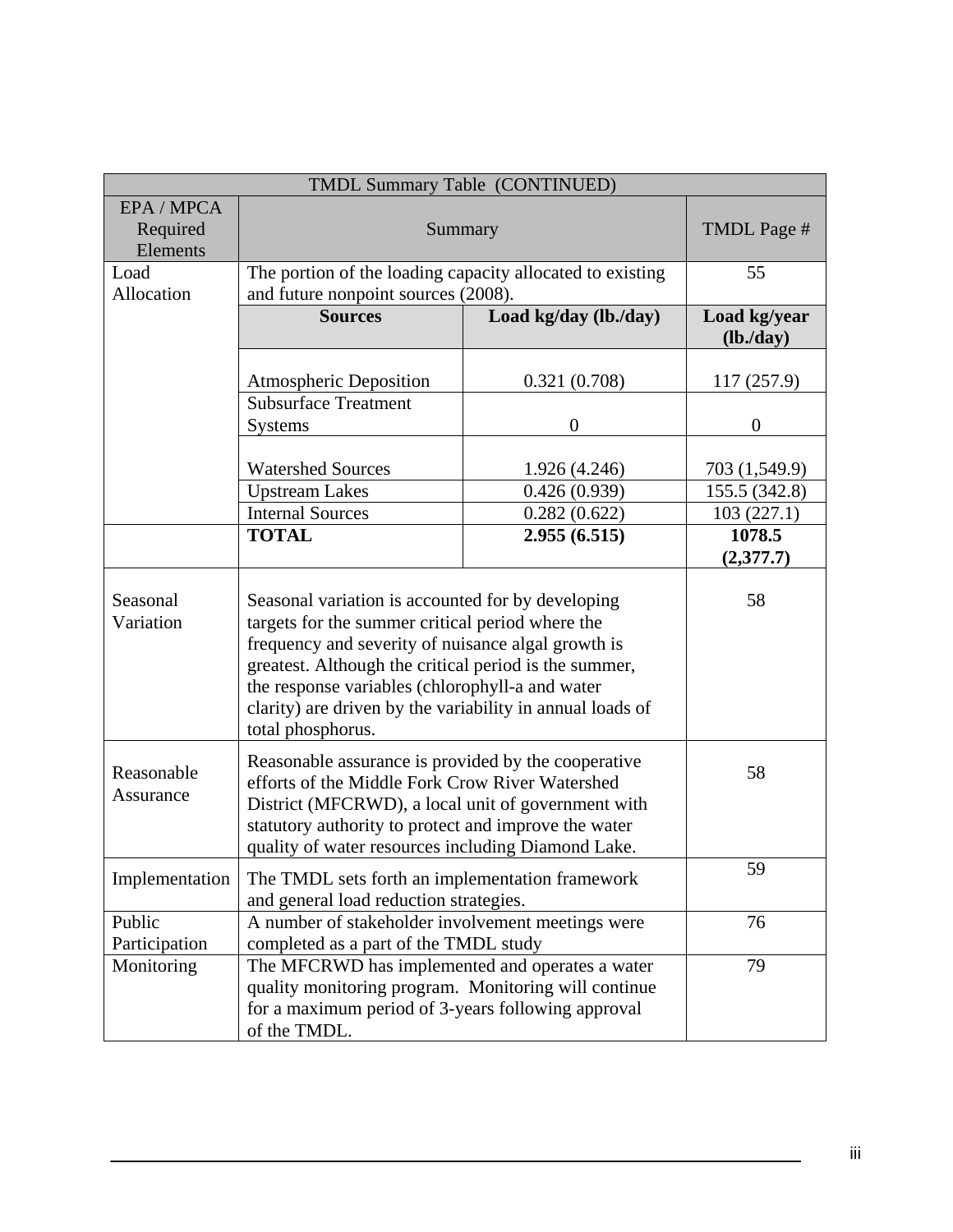| TMDL Summary Table (CONTINUED) | | | |
|---|---|---|---|
| EPA / MPCA Required Elements | Summary | | TMDL Page # |
| Load Allocation | The portion of the loading capacity allocated to existing and future nonpoint sources (2008). | | 55 |
| | **Sources** | **Load kg/day (lb./day)** | **Load kg/year (lb./day)** |
| | Atmospheric Deposition | 0.321 (0.708) | 117 (257.9) |
| | Subsurface Treatment Systems | 0 | 0 |
| | Watershed Sources | 1.926 (4.246) | 703 (1,549.9) |
| | Upstream Lakes | 0.426 (0.939) | 155.5 (342.8) |
| | Internal Sources | 0.282 (0.622) | 103 (227.1) |
| | **TOTAL** | **2.955 (6.515)** | **1078.5 (2,377.7)** |
| Seasonal Variation | Seasonal variation is accounted for by developing targets for the summer critical period where the frequency and severity of nuisance algal growth is greatest. Although the critical period is the summer, the response variables (chlorophyll-a and water clarity) are driven by the variability in annual loads of total phosphorus. | | 58 |
| Reasonable Assurance | Reasonable assurance is provided by the cooperative efforts of the Middle Fork Crow River Watershed District (MFCRWD), a local unit of government with statutory authority to protect and improve the water quality of water resources including Diamond Lake. | | 58 |
| Implementation | The TMDL sets forth an implementation framework and general load reduction strategies. | | 59 |
| Public Participation | A number of stakeholder involvement meetings were completed as a part of the TMDL study | | 76 |
| Monitoring | The MFCRWD has implemented and operates a water quality monitoring program. Monitoring will continue for a maximum period of 3-years following approval of the TMDL. | | 79 |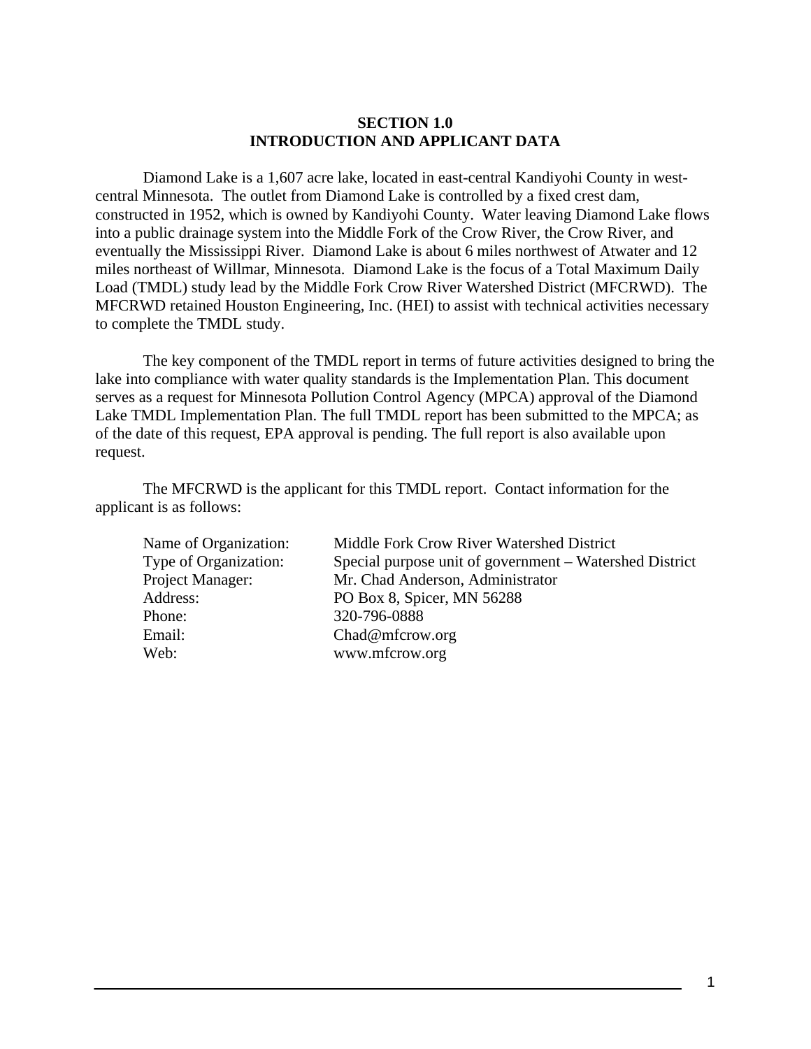# SECTION 1.0
# INTRODUCTION AND APPLICANT DATA

Diamond Lake is a 1,607 acre lake, located in east-central Kandiyohi County in west-central Minnesota. The outlet from Diamond Lake is controlled by a fixed crest dam, constructed in 1952, which is owned by Kandiyohi County. Water leaving Diamond Lake flows into a public drainage system into the Middle Fork of the Crow River, the Crow River, and eventually the Mississippi River. Diamond Lake is about 6 miles northwest of Atwater and 12 miles northeast of Willmar, Minnesota. Diamond Lake is the focus of a Total Maximum Daily Load (TMDL) study lead by the Middle Fork Crow River Watershed District (MFCRWD). The MFCRWD retained Houston Engineering, Inc. (HEI) to assist with technical activities necessary to complete the TMDL study.

The key component of the TMDL report in terms of future activities designed to bring the lake into compliance with water quality standards is the Implementation Plan. This document serves as a request for Minnesota Pollution Control Agency (MPCA) approval of the Diamond Lake TMDL Implementation Plan. The full TMDL report has been submitted to the MPCA; as of the date of this request, EPA approval is pending. The full report is also available upon request.

The MFCRWD is the applicant for this TMDL report. Contact information for the applicant is as follows:

| | |
|---|---|
| Name of Organization: | Middle Fork Crow River Watershed District |
| Type of Organization: | Special purpose unit of government – Watershed District |
| Project Manager: | Mr. Chad Anderson, Administrator |
| Address: | PO Box 8, Spicer, MN 56288 |
| Phone: | 320-796-0888 |
| Email: | Chad@mfcrow.org |
| Web: | www.mfcrow.org |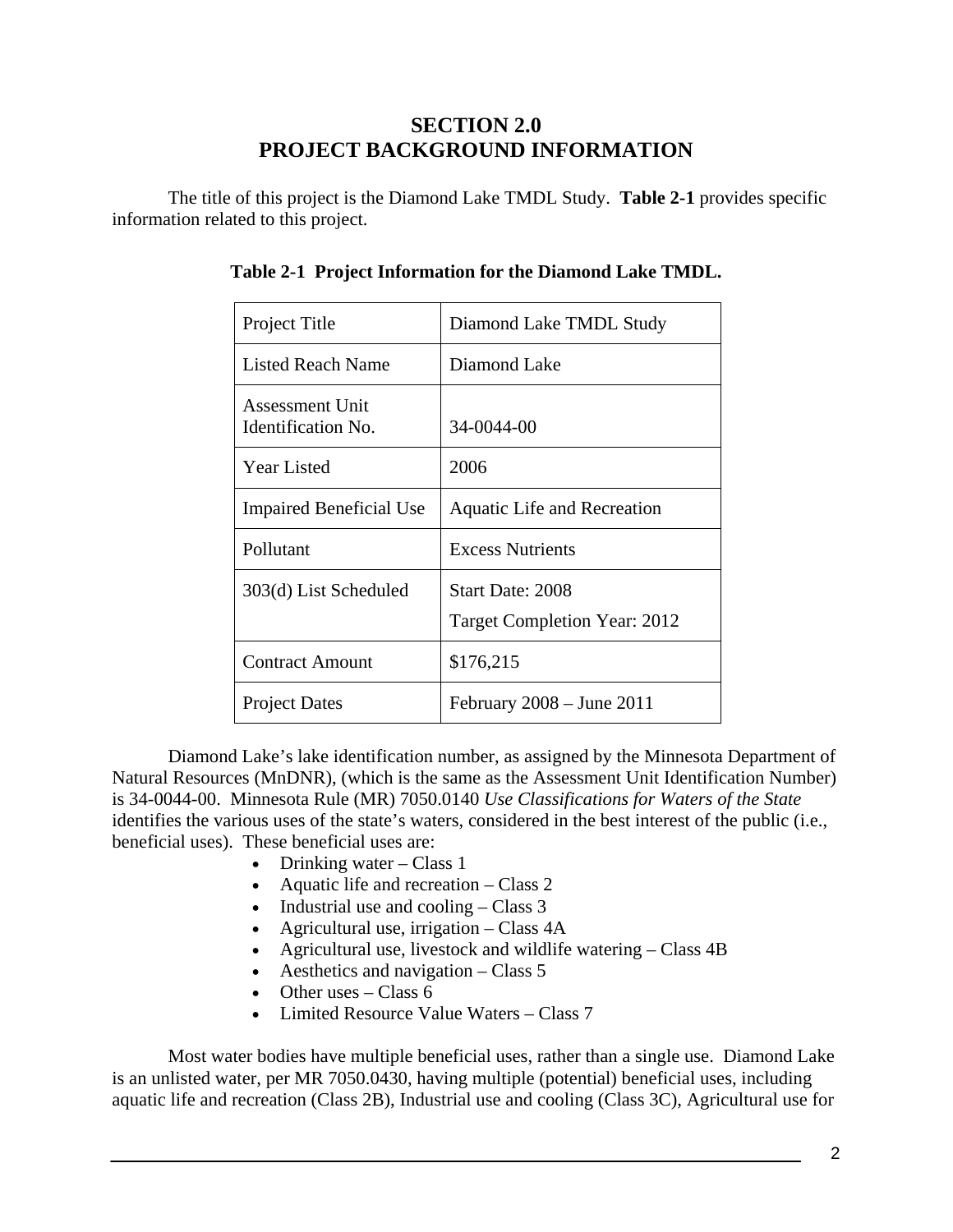# SECTION 2.0
# PROJECT BACKGROUND INFORMATION

The title of this project is the Diamond Lake TMDL Study. **Table 2-1** provides specific information related to this project.

**Table 2-1 Project Information for the Diamond Lake TMDL.**

| | |
|---|---|
| Project Title | Diamond Lake TMDL Study |
| Listed Reach Name | Diamond Lake |
| Assessment Unit Identification No. | 34-0044-00 |
| Year Listed | 2006 |
| Impaired Beneficial Use | Aquatic Life and Recreation |
| Pollutant | Excess Nutrients |
| 303(d) List Scheduled | Start Date: 2008<br>Target Completion Year: 2012 |
| Contract Amount | $176,215 |
| Project Dates | February 2008 – June 2011 |

Diamond Lake's lake identification number, as assigned by the Minnesota Department of Natural Resources (MnDNR), (which is the same as the Assessment Unit Identification Number) is 34-0044-00. Minnesota Rule (MR) 7050.0140 *Use Classifications for Waters of the State* identifies the various uses of the state's waters, considered in the best interest of the public (i.e., beneficial uses). These beneficial uses are:

- Drinking water – Class 1
- Aquatic life and recreation – Class 2
- Industrial use and cooling – Class 3
- Agricultural use, irrigation – Class 4A
- Agricultural use, livestock and wildlife watering – Class 4B
- Aesthetics and navigation – Class 5
- Other uses – Class 6
- Limited Resource Value Waters – Class 7

Most water bodies have multiple beneficial uses, rather than a single use. Diamond Lake is an unlisted water, per MR 7050.0430, having multiple (potential) beneficial uses, including aquatic life and recreation (Class 2B), Industrial use and cooling (Class 3C), Agricultural use for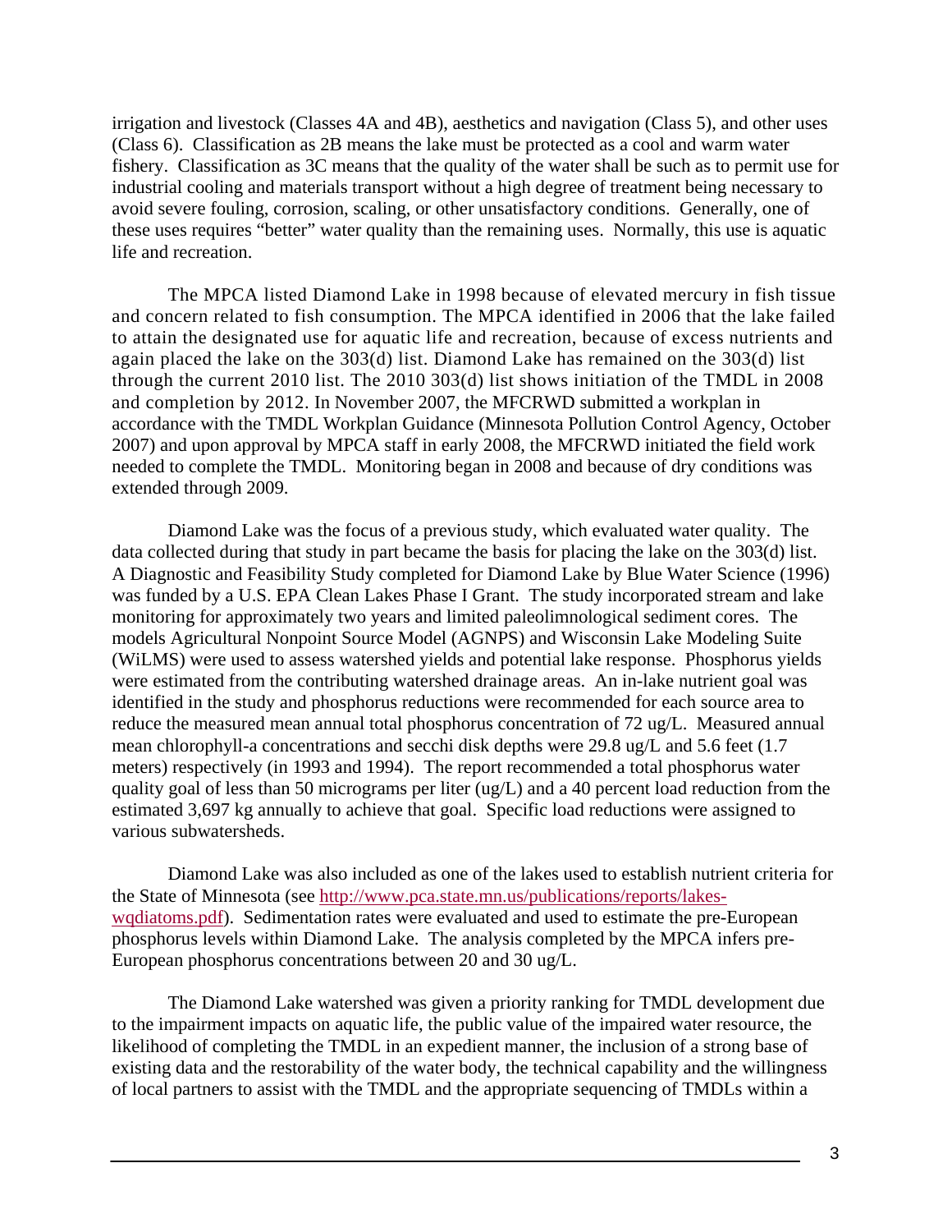irrigation and livestock (Classes 4A and 4B), aesthetics and navigation (Class 5), and other uses (Class 6). Classification as 2B means the lake must be protected as a cool and warm water fishery. Classification as 3C means that the quality of the water shall be such as to permit use for industrial cooling and materials transport without a high degree of treatment being necessary to avoid severe fouling, corrosion, scaling, or other unsatisfactory conditions. Generally, one of these uses requires "better" water quality than the remaining uses. Normally, this use is aquatic life and recreation.

The MPCA listed Diamond Lake in 1998 because of elevated mercury in fish tissue and concern related to fish consumption. The MPCA identified in 2006 that the lake failed to attain the designated use for aquatic life and recreation, because of excess nutrients and again placed the lake on the 303(d) list. Diamond Lake has remained on the 303(d) list through the current 2010 list. The 2010 303(d) list shows initiation of the TMDL in 2008 and completion by 2012. In November 2007, the MFCRWD submitted a workplan in accordance with the TMDL Workplan Guidance (Minnesota Pollution Control Agency, October 2007) and upon approval by MPCA staff in early 2008, the MFCRWD initiated the field work needed to complete the TMDL. Monitoring began in 2008 and because of dry conditions was extended through 2009.

Diamond Lake was the focus of a previous study, which evaluated water quality. The data collected during that study in part became the basis for placing the lake on the 303(d) list. A Diagnostic and Feasibility Study completed for Diamond Lake by Blue Water Science (1996) was funded by a U.S. EPA Clean Lakes Phase I Grant. The study incorporated stream and lake monitoring for approximately two years and limited paleolimnological sediment cores. The models Agricultural Nonpoint Source Model (AGNPS) and Wisconsin Lake Modeling Suite (WiLMS) were used to assess watershed yields and potential lake response. Phosphorus yields were estimated from the contributing watershed drainage areas. An in-lake nutrient goal was identified in the study and phosphorus reductions were recommended for each source area to reduce the measured mean annual total phosphorus concentration of 72 ug/L. Measured annual mean chlorophyll-a concentrations and secchi disk depths were 29.8 ug/L and 5.6 feet (1.7 meters) respectively (in 1993 and 1994). The report recommended a total phosphorus water quality goal of less than 50 micrograms per liter (ug/L) and a 40 percent load reduction from the estimated 3,697 kg annually to achieve that goal. Specific load reductions were assigned to various subwatersheds.

Diamond Lake was also included as one of the lakes used to establish nutrient criteria for the State of Minnesota (see http://www.pca.state.mn.us/publications/reports/lakes-wqdiatoms.pdf). Sedimentation rates were evaluated and used to estimate the pre-European phosphorus levels within Diamond Lake. The analysis completed by the MPCA infers pre-European phosphorus concentrations between 20 and 30 ug/L.

The Diamond Lake watershed was given a priority ranking for TMDL development due to the impairment impacts on aquatic life, the public value of the impaired water resource, the likelihood of completing the TMDL in an expedient manner, the inclusion of a strong base of existing data and the restorability of the water body, the technical capability and the willingness of local partners to assist with the TMDL and the appropriate sequencing of TMDLs within a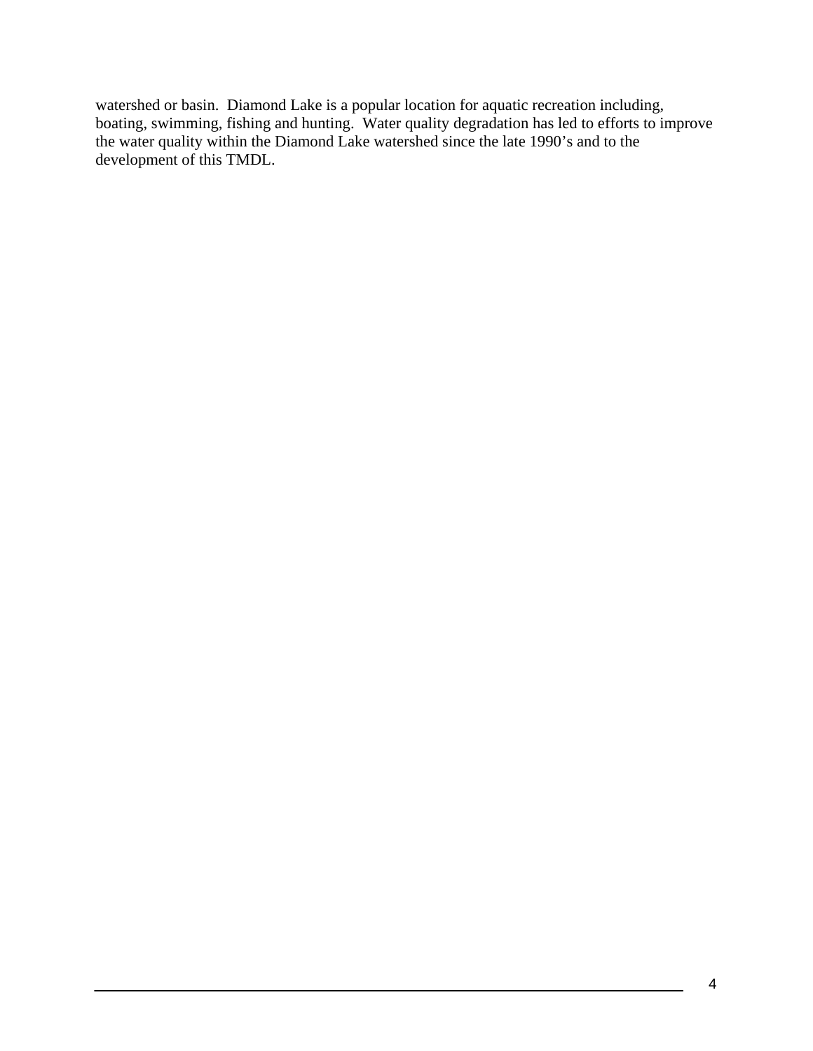watershed or basin. Diamond Lake is a popular location for aquatic recreation including, boating, swimming, fishing and hunting. Water quality degradation has led to efforts to improve the water quality within the Diamond Lake watershed since the late 1990's and to the development of this TMDL.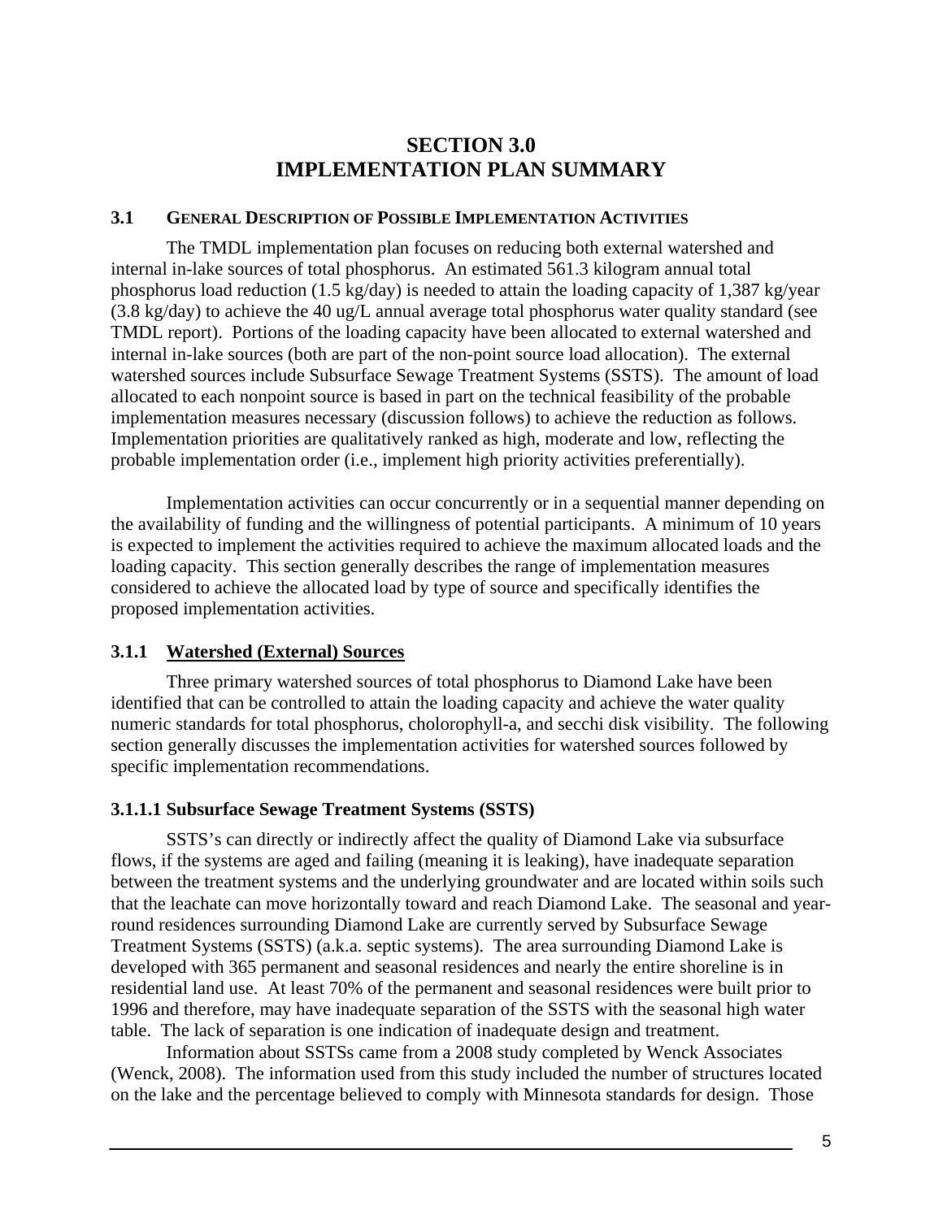# SECTION 3.0
# IMPLEMENTATION PLAN SUMMARY

## 3.1 GENERAL DESCRIPTION OF POSSIBLE IMPLEMENTATION ACTIVITIES

The TMDL implementation plan focuses on reducing both external watershed and internal in-lake sources of total phosphorus. An estimated 561.3 kilogram annual total phosphorus load reduction (1.5 kg/day) is needed to attain the loading capacity of 1,387 kg/year (3.8 kg/day) to achieve the 40 ug/L annual average total phosphorus water quality standard (see TMDL report). Portions of the loading capacity have been allocated to external watershed and internal in-lake sources (both are part of the non-point source load allocation). The external watershed sources include Subsurface Sewage Treatment Systems (SSTS). The amount of load allocated to each nonpoint source is based in part on the technical feasibility of the probable implementation measures necessary (discussion follows) to achieve the reduction as follows. Implementation priorities are qualitatively ranked as high, moderate and low, reflecting the probable implementation order (i.e., implement high priority activities preferentially).

Implementation activities can occur concurrently or in a sequential manner depending on the availability of funding and the willingness of potential participants. A minimum of 10 years is expected to implement the activities required to achieve the maximum allocated loads and the loading capacity. This section generally describes the range of implementation measures considered to achieve the allocated load by type of source and specifically identifies the proposed implementation activities.

### 3.1.1 Watershed (External) Sources

Three primary watershed sources of total phosphorus to Diamond Lake have been identified that can be controlled to attain the loading capacity and achieve the water quality numeric standards for total phosphorus, cholorophyll-a, and secchi disk visibility. The following section generally discusses the implementation activities for watershed sources followed by specific implementation recommendations.

#### 3.1.1.1 Subsurface Sewage Treatment Systems (SSTS)

SSTS's can directly or indirectly affect the quality of Diamond Lake via subsurface flows, if the systems are aged and failing (meaning it is leaking), have inadequate separation between the treatment systems and the underlying groundwater and are located within soils such that the leachate can move horizontally toward and reach Diamond Lake. The seasonal and year-round residences surrounding Diamond Lake are currently served by Subsurface Sewage Treatment Systems (SSTS) (a.k.a. septic systems). The area surrounding Diamond Lake is developed with 365 permanent and seasonal residences and nearly the entire shoreline is in residential land use. At least 70% of the permanent and seasonal residences were built prior to 1996 and therefore, may have inadequate separation of the SSTS with the seasonal high water table. The lack of separation is one indication of inadequate design and treatment.

Information about SSTSs came from a 2008 study completed by Wenck Associates (Wenck, 2008). The information used from this study included the number of structures located on the lake and the percentage believed to comply with Minnesota standards for design. Those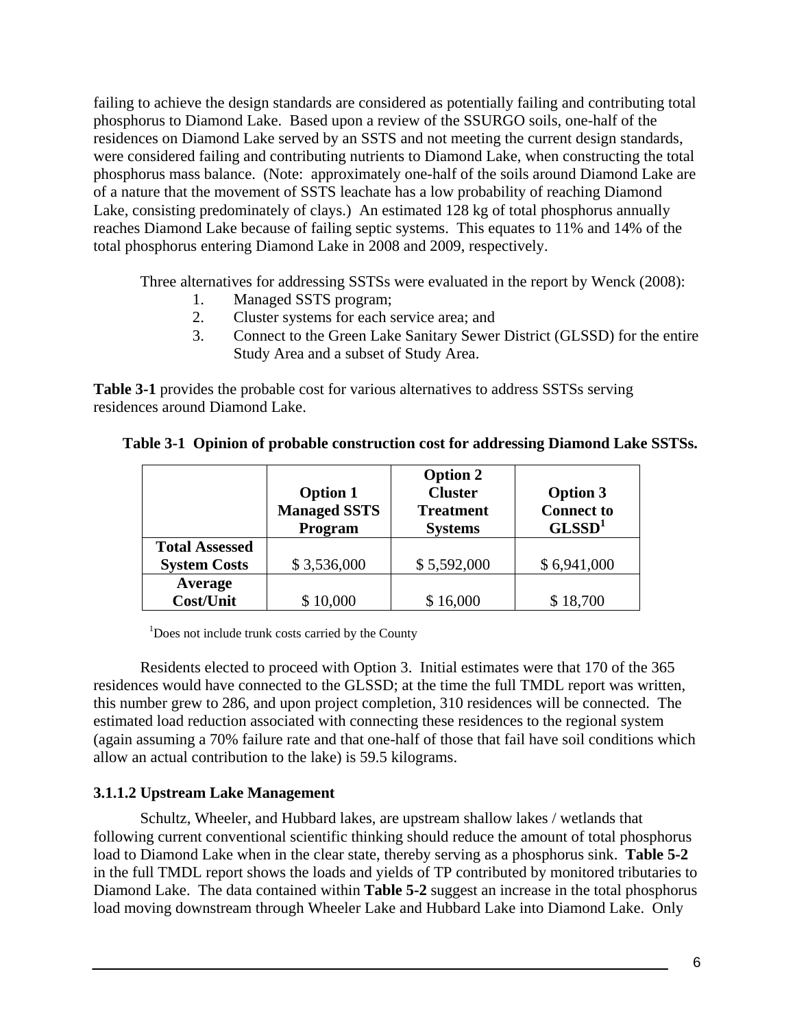failing to achieve the design standards are considered as potentially failing and contributing total phosphorus to Diamond Lake. Based upon a review of the SSURGO soils, one-half of the residences on Diamond Lake served by an SSTS and not meeting the current design standards, were considered failing and contributing nutrients to Diamond Lake, when constructing the total phosphorus mass balance. (Note: approximately one-half of the soils around Diamond Lake are of a nature that the movement of SSTS leachate has a low probability of reaching Diamond Lake, consisting predominately of clays.) An estimated 128 kg of total phosphorus annually reaches Diamond Lake because of failing septic systems. This equates to 11% and 14% of the total phosphorus entering Diamond Lake in 2008 and 2009, respectively.

Three alternatives for addressing SSTSs were evaluated in the report by Wenck (2008):

1. Managed SSTS program;
2. Cluster systems for each service area; and
3. Connect to the Green Lake Sanitary Sewer District (GLSSD) for the entire Study Area and a subset of Study Area.

**Table 3-1** provides the probable cost for various alternatives to address SSTSs serving residences around Diamond Lake.

**Table 3-1 Opinion of probable construction cost for addressing Diamond Lake SSTSs.**

| | Option 1 Managed SSTS Program | Option 2 Cluster Treatment Systems | Option 3 Connect to GLSSD[1] |
|---|---|---|---|
| **Total Assessed System Costs** | $ 3,536,000 | $ 5,592,000 | $ 6,941,000 |
| **Average Cost/Unit** | $ 10,000 | $ 16,000 | $ 18,700 |

[1]Does not include trunk costs carried by the County

Residents elected to proceed with Option 3. Initial estimates were that 170 of the 365 residences would have connected to the GLSSD; at the time the full TMDL report was written, this number grew to 286, and upon project completion, 310 residences will be connected. The estimated load reduction associated with connecting these residences to the regional system (again assuming a 70% failure rate and that one-half of those that fail have soil conditions which allow an actual contribution to the lake) is 59.5 kilograms.

### 3.1.1.2 Upstream Lake Management

Schultz, Wheeler, and Hubbard lakes, are upstream shallow lakes / wetlands that following current conventional scientific thinking should reduce the amount of total phosphorus load to Diamond Lake when in the clear state, thereby serving as a phosphorus sink. **Table 5-2** in the full TMDL report shows the loads and yields of TP contributed by monitored tributaries to Diamond Lake. The data contained within **Table 5-2** suggest an increase in the total phosphorus load moving downstream through Wheeler Lake and Hubbard Lake into Diamond Lake. Only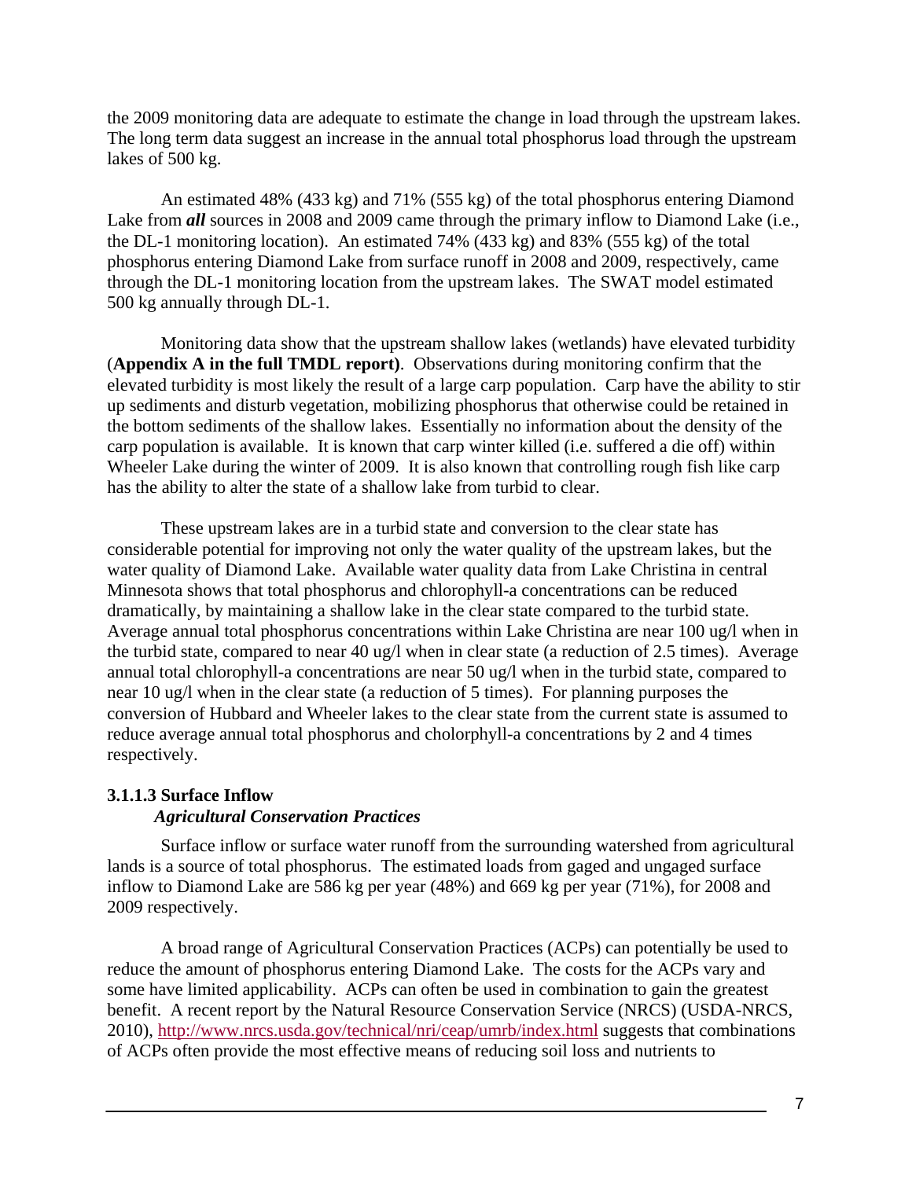the 2009 monitoring data are adequate to estimate the change in load through the upstream lakes. The long term data suggest an increase in the annual total phosphorus load through the upstream lakes of 500 kg.

An estimated 48% (433 kg) and 71% (555 kg) of the total phosphorus entering Diamond Lake from ***all*** sources in 2008 and 2009 came through the primary inflow to Diamond Lake (i.e., the DL-1 monitoring location). An estimated 74% (433 kg) and 83% (555 kg) of the total phosphorus entering Diamond Lake from surface runoff in 2008 and 2009, respectively, came through the DL-1 monitoring location from the upstream lakes. The SWAT model estimated 500 kg annually through DL-1.

Monitoring data show that the upstream shallow lakes (wetlands) have elevated turbidity (**Appendix A in the full TMDL report**). Observations during monitoring confirm that the elevated turbidity is most likely the result of a large carp population. Carp have the ability to stir up sediments and disturb vegetation, mobilizing phosphorus that otherwise could be retained in the bottom sediments of the shallow lakes. Essentially no information about the density of the carp population is available. It is known that carp winter killed (i.e. suffered a die off) within Wheeler Lake during the winter of 2009. It is also known that controlling rough fish like carp has the ability to alter the state of a shallow lake from turbid to clear.

These upstream lakes are in a turbid state and conversion to the clear state has considerable potential for improving not only the water quality of the upstream lakes, but the water quality of Diamond Lake. Available water quality data from Lake Christina in central Minnesota shows that total phosphorus and chlorophyll-a concentrations can be reduced dramatically, by maintaining a shallow lake in the clear state compared to the turbid state. Average annual total phosphorus concentrations within Lake Christina are near 100 ug/l when in the turbid state, compared to near 40 ug/l when in clear state (a reduction of 2.5 times). Average annual total chlorophyll-a concentrations are near 50 ug/l when in the turbid state, compared to near 10 ug/l when in the clear state (a reduction of 5 times). For planning purposes the conversion of Hubbard and Wheeler lakes to the clear state from the current state is assumed to reduce average annual total phosphorus and cholorphyll-a concentrations by 2 and 4 times respectively.

#### 3.1.1.3 Surface Inflow

***Agricultural Conservation Practices***

Surface inflow or surface water runoff from the surrounding watershed from agricultural lands is a source of total phosphorus. The estimated loads from gaged and ungaged surface inflow to Diamond Lake are 586 kg per year (48%) and 669 kg per year (71%), for 2008 and 2009 respectively.

A broad range of Agricultural Conservation Practices (ACPs) can potentially be used to reduce the amount of phosphorus entering Diamond Lake. The costs for the ACPs vary and some have limited applicability. ACPs can often be used in combination to gain the greatest benefit. A recent report by the Natural Resource Conservation Service (NRCS) (USDA-NRCS, 2010), http://www.nrcs.usda.gov/technical/nri/ceap/umrb/index.html suggests that combinations of ACPs often provide the most effective means of reducing soil loss and nutrients to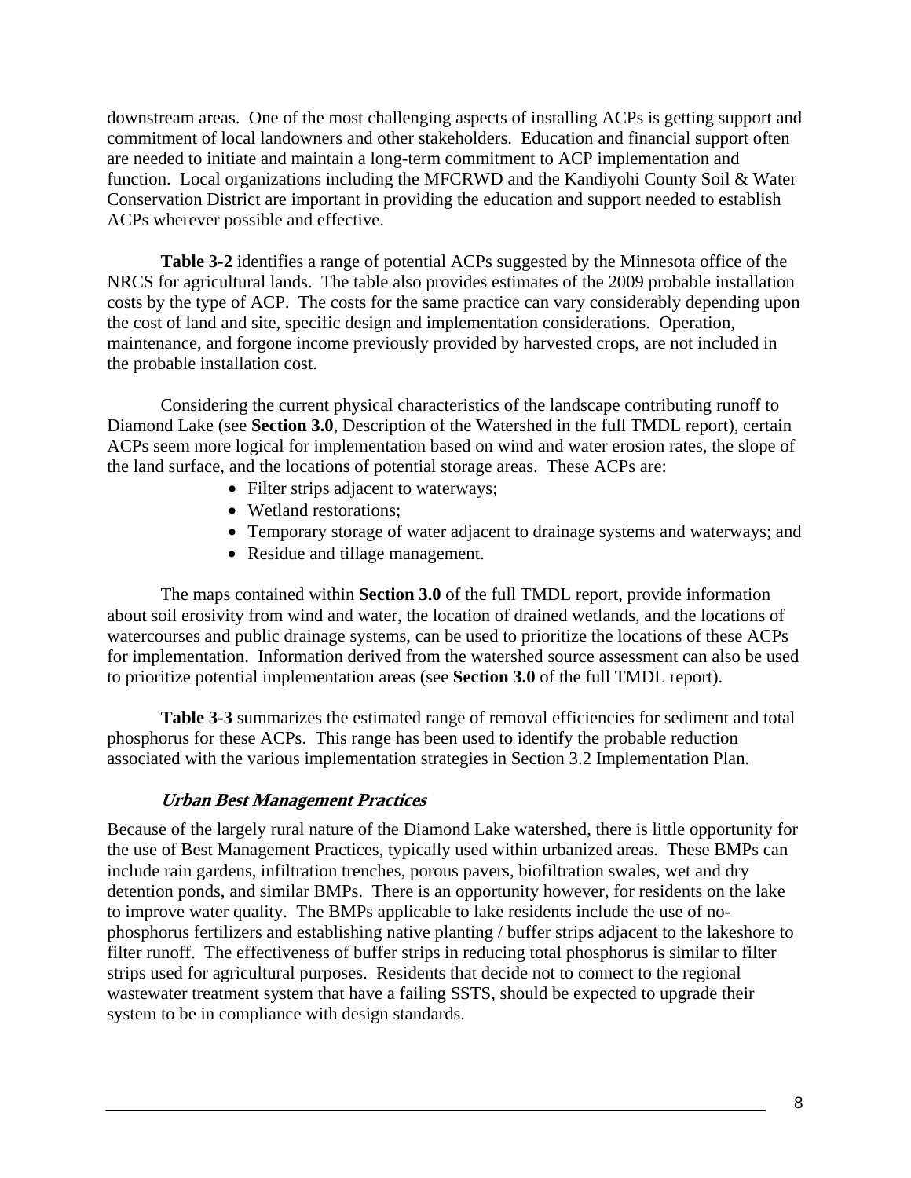downstream areas. One of the most challenging aspects of installing ACPs is getting support and commitment of local landowners and other stakeholders. Education and financial support often are needed to initiate and maintain a long-term commitment to ACP implementation and function. Local organizations including the MFCRWD and the Kandiyohi County Soil & Water Conservation District are important in providing the education and support needed to establish ACPs wherever possible and effective.

**Table 3-2** identifies a range of potential ACPs suggested by the Minnesota office of the NRCS for agricultural lands. The table also provides estimates of the 2009 probable installation costs by the type of ACP. The costs for the same practice can vary considerably depending upon the cost of land and site, specific design and implementation considerations. Operation, maintenance, and forgone income previously provided by harvested crops, are not included in the probable installation cost.

Considering the current physical characteristics of the landscape contributing runoff to Diamond Lake (see **Section 3.0**, Description of the Watershed in the full TMDL report), certain ACPs seem more logical for implementation based on wind and water erosion rates, the slope of the land surface, and the locations of potential storage areas. These ACPs are:

- Filter strips adjacent to waterways;
- Wetland restorations;
- Temporary storage of water adjacent to drainage systems and waterways; and
- Residue and tillage management.

The maps contained within **Section 3.0** of the full TMDL report, provide information about soil erosivity from wind and water, the location of drained wetlands, and the locations of watercourses and public drainage systems, can be used to prioritize the locations of these ACPs for implementation. Information derived from the watershed source assessment can also be used to prioritize potential implementation areas (see **Section 3.0** of the full TMDL report).

**Table 3-3** summarizes the estimated range of removal efficiencies for sediment and total phosphorus for these ACPs. This range has been used to identify the probable reduction associated with the various implementation strategies in Section 3.2 Implementation Plan.

***Urban Best Management Practices***

Because of the largely rural nature of the Diamond Lake watershed, there is little opportunity for the use of Best Management Practices, typically used within urbanized areas. These BMPs can include rain gardens, infiltration trenches, porous pavers, biofiltration swales, wet and dry detention ponds, and similar BMPs. There is an opportunity however, for residents on the lake to improve water quality. The BMPs applicable to lake residents include the use of no-phosphorus fertilizers and establishing native planting / buffer strips adjacent to the lakeshore to filter runoff. The effectiveness of buffer strips in reducing total phosphorus is similar to filter strips used for agricultural purposes. Residents that decide not to connect to the regional wastewater treatment system that have a failing SSTS, should be expected to upgrade their system to be in compliance with design standards.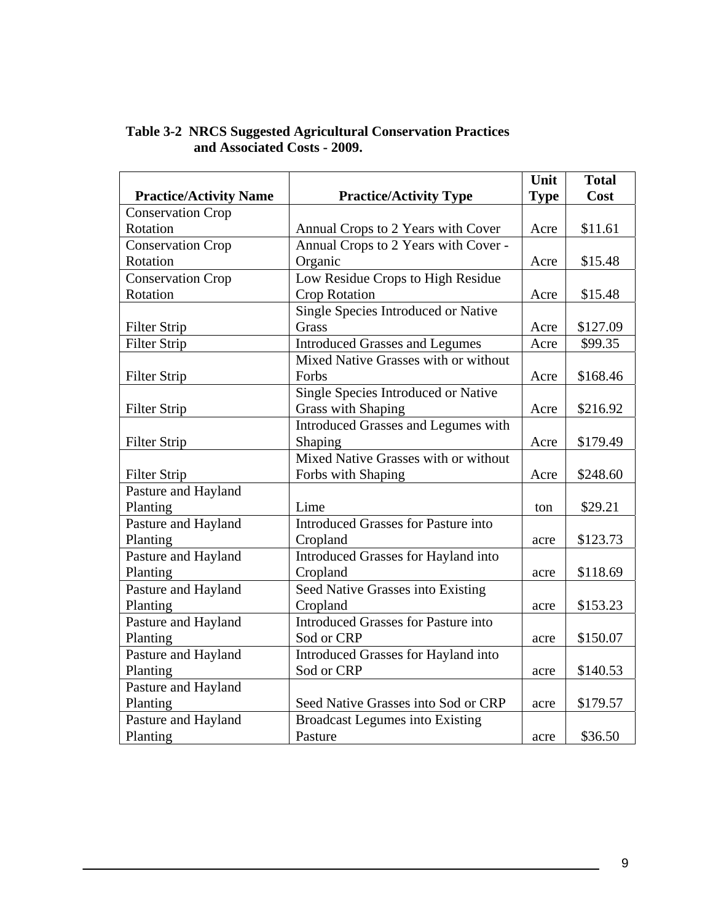**Table 3-2 NRCS Suggested Agricultural Conservation Practices and Associated Costs - 2009.**

| Practice/Activity Name | Practice/Activity Type | Unit Type | Total Cost |
|---|---|---|---|
| Conservation Crop Rotation | Annual Crops to 2 Years with Cover | Acre | $11.61 |
| Conservation Crop Rotation | Annual Crops to 2 Years with Cover - Organic | Acre | $15.48 |
| Conservation Crop Rotation | Low Residue Crops to High Residue Crop Rotation | Acre | $15.48 |
| Filter Strip | Single Species Introduced or Native Grass | Acre | $127.09 |
| Filter Strip | Introduced Grasses and Legumes | Acre | $99.35 |
| Filter Strip | Mixed Native Grasses with or without Forbs | Acre | $168.46 |
| Filter Strip | Single Species Introduced or Native Grass with Shaping | Acre | $216.92 |
| Filter Strip | Introduced Grasses and Legumes with Shaping | Acre | $179.49 |
| Filter Strip | Mixed Native Grasses with or without Forbs with Shaping | Acre | $248.60 |
| Pasture and Hayland Planting | Lime | ton | $29.21 |
| Pasture and Hayland Planting | Introduced Grasses for Pasture into Cropland | acre | $123.73 |
| Pasture and Hayland Planting | Introduced Grasses for Hayland into Cropland | acre | $118.69 |
| Pasture and Hayland Planting | Seed Native Grasses into Existing Cropland | acre | $153.23 |
| Pasture and Hayland Planting | Introduced Grasses for Pasture into Sod or CRP | acre | $150.07 |
| Pasture and Hayland Planting | Introduced Grasses for Hayland into Sod or CRP | acre | $140.53 |
| Pasture and Hayland Planting | Seed Native Grasses into Sod or CRP | acre | $179.57 |
| Pasture and Hayland Planting | Broadcast Legumes into Existing Pasture | acre | $36.50 |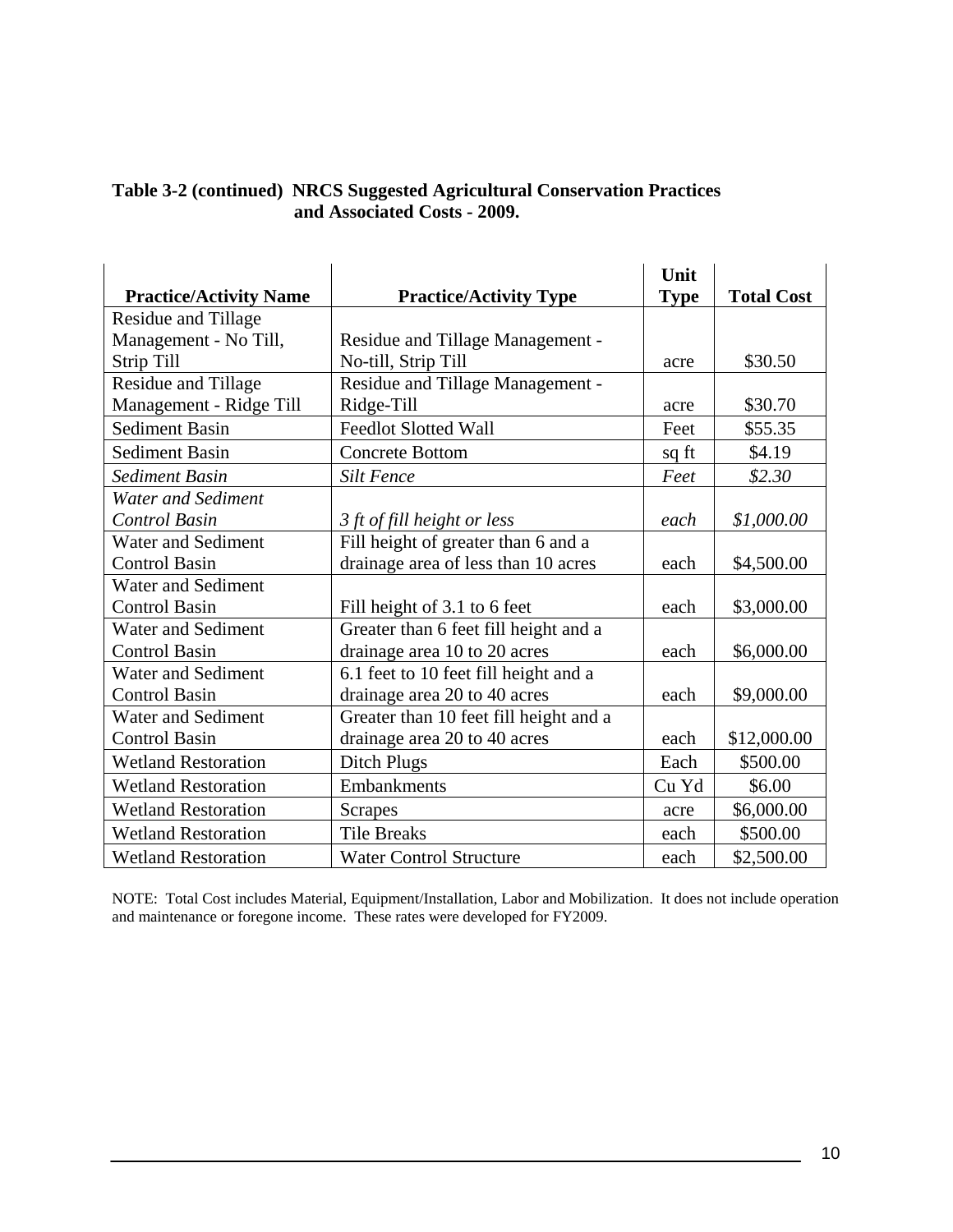**Table 3-2 (continued) NRCS Suggested Agricultural Conservation Practices and Associated Costs - 2009.**

| Practice/Activity Name | Practice/Activity Type | Unit Type | Total Cost |
|---|---|---|---|
| Residue and Tillage Management - No Till, Strip Till | Residue and Tillage Management - No-till, Strip Till | acre | \$30.50 |
| Residue and Tillage Management - Ridge Till | Residue and Tillage Management - Ridge-Till | acre | \$30.70 |
| Sediment Basin | Feedlot Slotted Wall | Feet | \$55.35 |
| Sediment Basin | Concrete Bottom | sq ft | \$4.19 |
| *Sediment Basin* | *Silt Fence* | *Feet* | *\$2.30* |
| *Water and Sediment Control Basin* | *3 ft of fill height or less* | *each* | *\$1,000.00* |
| Water and Sediment Control Basin | Fill height of greater than 6 and a drainage area of less than 10 acres | each | \$4,500.00 |
| Water and Sediment Control Basin | Fill height of 3.1 to 6 feet | each | \$3,000.00 |
| Water and Sediment Control Basin | Greater than 6 feet fill height and a drainage area 10 to 20 acres | each | \$6,000.00 |
| Water and Sediment Control Basin | 6.1 feet to 10 feet fill height and a drainage area 20 to 40 acres | each | \$9,000.00 |
| Water and Sediment Control Basin | Greater than 10 feet fill height and a drainage area 20 to 40 acres | each | \$12,000.00 |
| Wetland Restoration | Ditch Plugs | Each | \$500.00 |
| Wetland Restoration | Embankments | Cu Yd | \$6.00 |
| Wetland Restoration | Scrapes | acre | \$6,000.00 |
| Wetland Restoration | Tile Breaks | each | \$500.00 |
| Wetland Restoration | Water Control Structure | each | \$2,500.00 |

NOTE: Total Cost includes Material, Equipment/Installation, Labor and Mobilization. It does not include operation and maintenance or foregone income. These rates were developed for FY2009.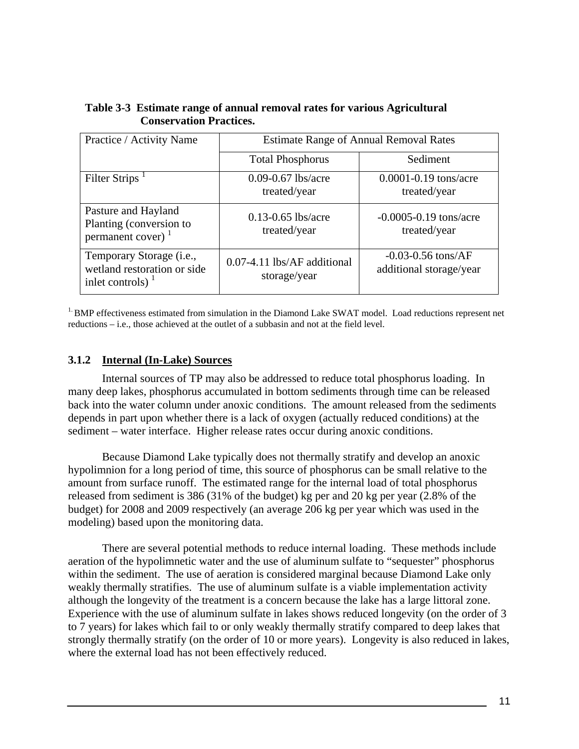**Table 3-3 Estimate range of annual removal rates for various Agricultural Conservation Practices.**

| Practice / Activity Name | Estimate Range of Annual Removal Rates | |
|---|---|---|
| | Total Phosphorus | Sediment |
| Filter Strips [1] | 0.09-0.67 lbs/acre treated/year | 0.0001-0.19 tons/acre treated/year |
| Pasture and Hayland Planting (conversion to permanent cover) [1] | 0.13-0.65 lbs/acre treated/year | -0.0005-0.19 tons/acre treated/year |
| Temporary Storage (i.e., wetland restoration or side inlet controls) [1] | 0.07-4.11 lbs/AF additional storage/year | -0.03-0.56 tons/AF additional storage/year |

[1.] BMP effectiveness estimated from simulation in the Diamond Lake SWAT model. Load reductions represent net reductions – i.e., those achieved at the outlet of a subbasin and not at the field level.

### 3.1.2 Internal (In-Lake) Sources

Internal sources of TP may also be addressed to reduce total phosphorus loading. In many deep lakes, phosphorus accumulated in bottom sediments through time can be released back into the water column under anoxic conditions. The amount released from the sediments depends in part upon whether there is a lack of oxygen (actually reduced conditions) at the sediment – water interface. Higher release rates occur during anoxic conditions.

Because Diamond Lake typically does not thermally stratify and develop an anoxic hypolimnion for a long period of time, this source of phosphorus can be small relative to the amount from surface runoff. The estimated range for the internal load of total phosphorus released from sediment is 386 (31% of the budget) kg per and 20 kg per year (2.8% of the budget) for 2008 and 2009 respectively (an average 206 kg per year which was used in the modeling) based upon the monitoring data.

There are several potential methods to reduce internal loading. These methods include aeration of the hypolimnetic water and the use of aluminum sulfate to "sequester" phosphorus within the sediment. The use of aeration is considered marginal because Diamond Lake only weakly thermally stratifies. The use of aluminum sulfate is a viable implementation activity although the longevity of the treatment is a concern because the lake has a large littoral zone. Experience with the use of aluminum sulfate in lakes shows reduced longevity (on the order of 3 to 7 years) for lakes which fail to or only weakly thermally stratify compared to deep lakes that strongly thermally stratify (on the order of 10 or more years). Longevity is also reduced in lakes, where the external load has not been effectively reduced.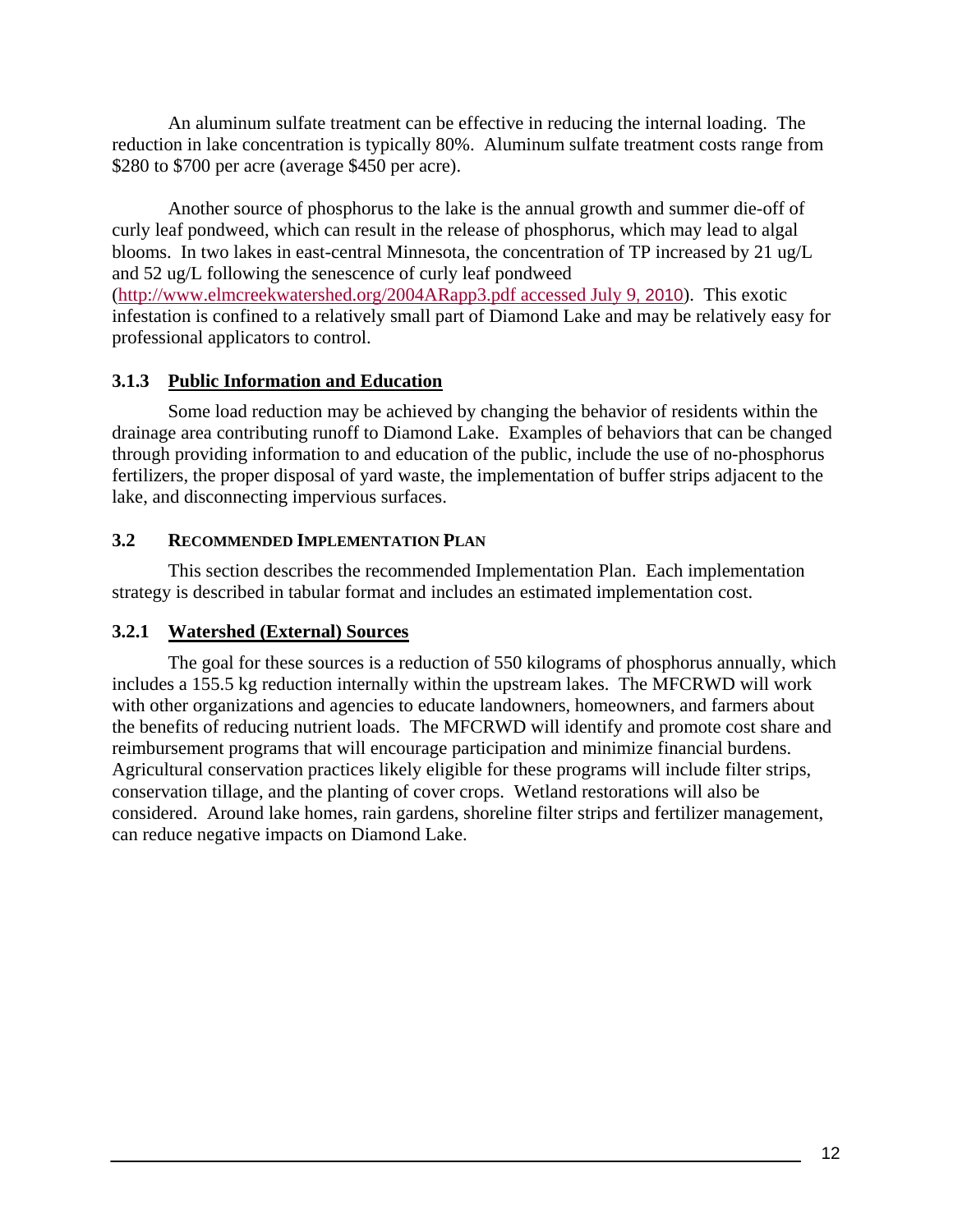An aluminum sulfate treatment can be effective in reducing the internal loading. The reduction in lake concentration is typically 80%. Aluminum sulfate treatment costs range from $280 to $700 per acre (average $450 per acre).

Another source of phosphorus to the lake is the annual growth and summer die-off of curly leaf pondweed, which can result in the release of phosphorus, which may lead to algal blooms. In two lakes in east-central Minnesota, the concentration of TP increased by 21 ug/L and 52 ug/L following the senescence of curly leaf pondweed (http://www.elmcreekwatershed.org/2004ARapp3.pdf accessed July 9, 2010). This exotic infestation is confined to a relatively small part of Diamond Lake and may be relatively easy for professional applicators to control.

### 3.1.3 Public Information and Education

Some load reduction may be achieved by changing the behavior of residents within the drainage area contributing runoff to Diamond Lake. Examples of behaviors that can be changed through providing information to and education of the public, include the use of no-phosphorus fertilizers, the proper disposal of yard waste, the implementation of buffer strips adjacent to the lake, and disconnecting impervious surfaces.

## 3.2 Recommended Implementation Plan

This section describes the recommended Implementation Plan. Each implementation strategy is described in tabular format and includes an estimated implementation cost.

### 3.2.1 Watershed (External) Sources

The goal for these sources is a reduction of 550 kilograms of phosphorus annually, which includes a 155.5 kg reduction internally within the upstream lakes. The MFCRWD will work with other organizations and agencies to educate landowners, homeowners, and farmers about the benefits of reducing nutrient loads. The MFCRWD will identify and promote cost share and reimbursement programs that will encourage participation and minimize financial burdens. Agricultural conservation practices likely eligible for these programs will include filter strips, conservation tillage, and the planting of cover crops. Wetland restorations will also be considered. Around lake homes, rain gardens, shoreline filter strips and fertilizer management, can reduce negative impacts on Diamond Lake.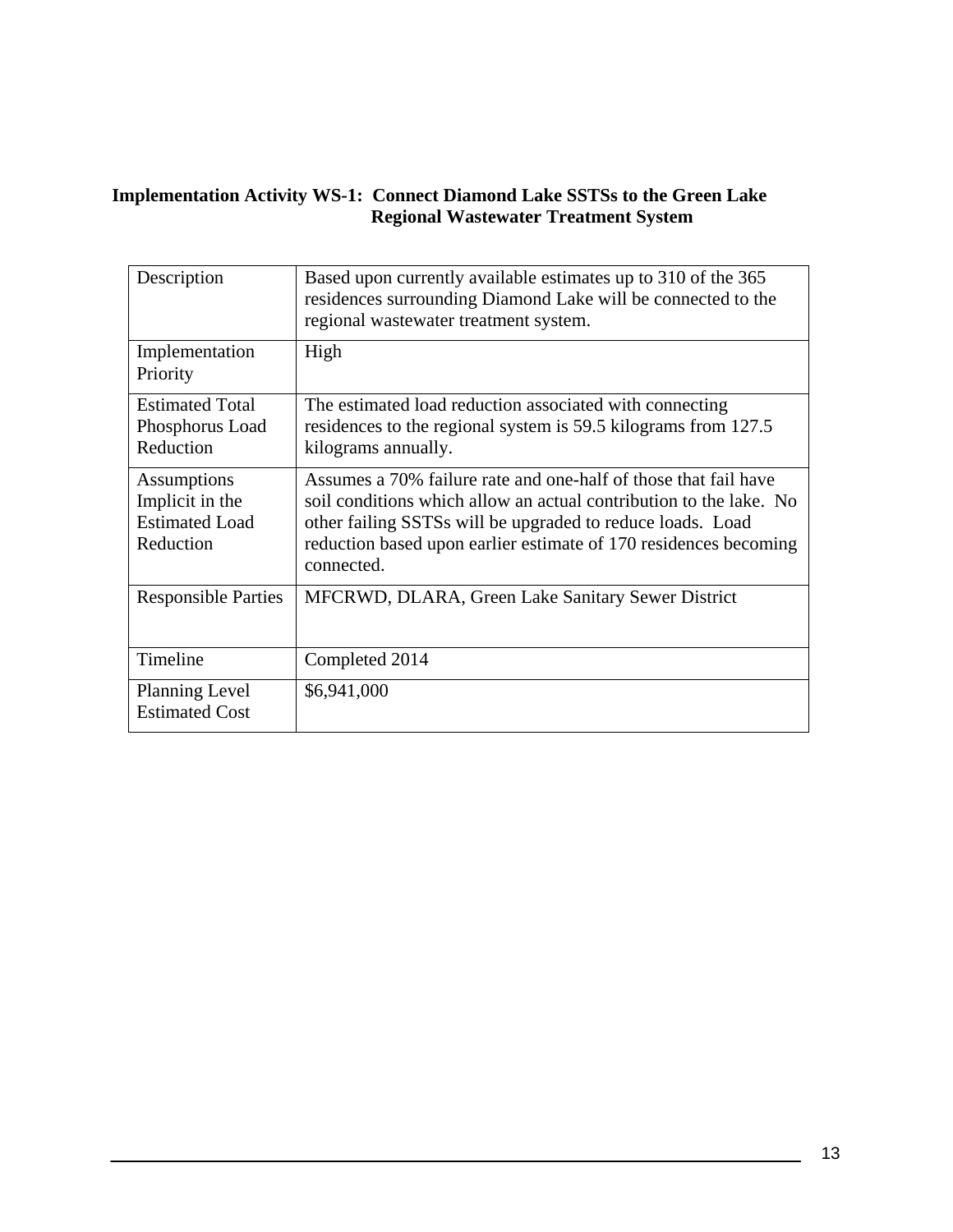**Implementation Activity WS-1: Connect Diamond Lake SSTSs to the Green Lake Regional Wastewater Treatment System**

| | |
|---|---|
| Description | Based upon currently available estimates up to 310 of the 365 residences surrounding Diamond Lake will be connected to the regional wastewater treatment system. |
| Implementation Priority | High |
| Estimated Total Phosphorus Load Reduction | The estimated load reduction associated with connecting residences to the regional system is 59.5 kilograms from 127.5 kilograms annually. |
| Assumptions Implicit in the Estimated Load Reduction | Assumes a 70% failure rate and one-half of those that fail have soil conditions which allow an actual contribution to the lake. No other failing SSTSs will be upgraded to reduce loads. Load reduction based upon earlier estimate of 170 residences becoming connected. |
| Responsible Parties | MFCRWD, DLARA, Green Lake Sanitary Sewer District |
| Timeline | Completed 2014 |
| Planning Level Estimated Cost | $6,941,000 |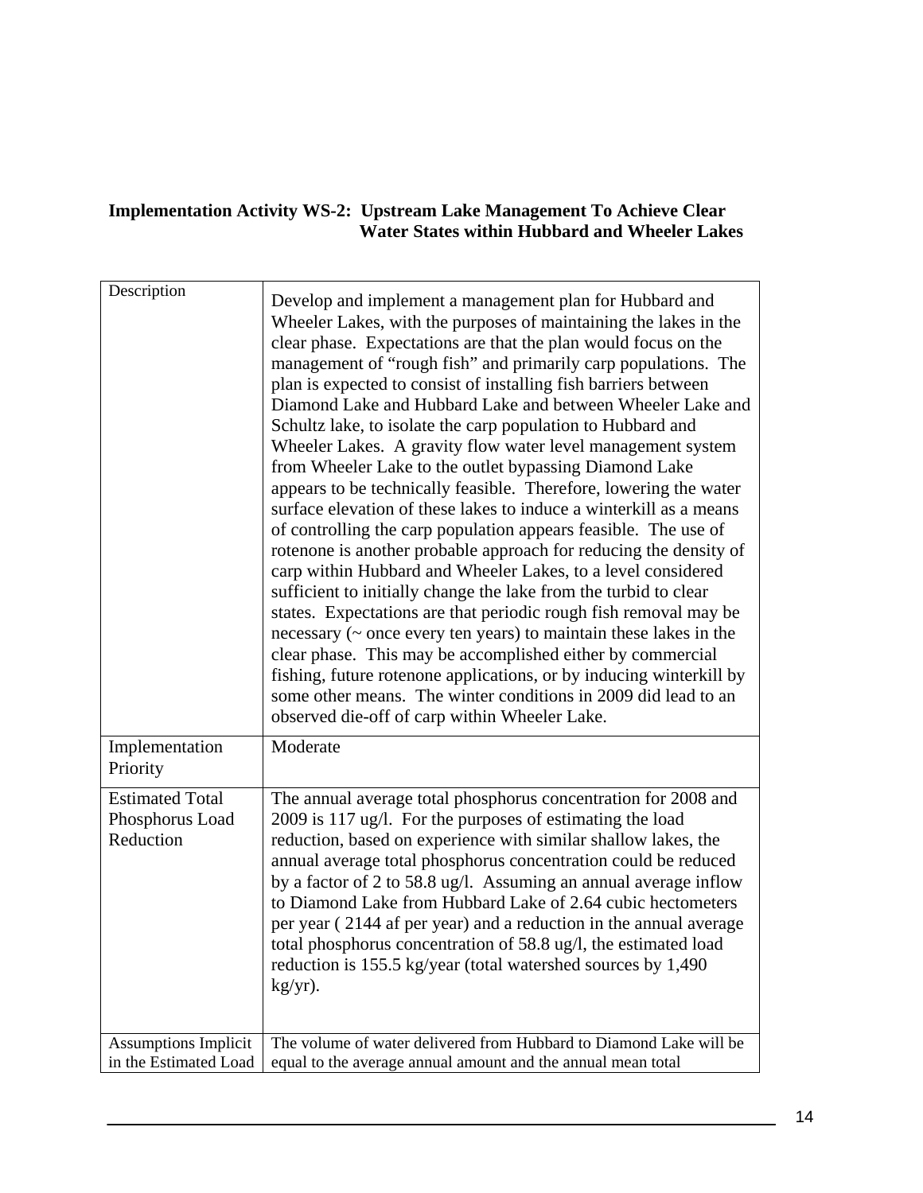**Implementation Activity WS-2: Upstream Lake Management To Achieve Clear Water States within Hubbard and Wheeler Lakes**

| Description | Develop and implement a management plan for Hubbard and Wheeler Lakes, with the purposes of maintaining the lakes in the clear phase. Expectations are that the plan would focus on the management of "rough fish" and primarily carp populations. The plan is expected to consist of installing fish barriers between Diamond Lake and Hubbard Lake and between Wheeler Lake and Schultz lake, to isolate the carp population to Hubbard and Wheeler Lakes. A gravity flow water level management system from Wheeler Lake to the outlet bypassing Diamond Lake appears to be technically feasible. Therefore, lowering the water surface elevation of these lakes to induce a winterkill as a means of controlling the carp population appears feasible. The use of rotenone is another probable approach for reducing the density of carp within Hubbard and Wheeler Lakes, to a level considered sufficient to initially change the lake from the turbid to clear states. Expectations are that periodic rough fish removal may be necessary (~ once every ten years) to maintain these lakes in the clear phase. This may be accomplished either by commercial fishing, future rotenone applications, or by inducing winterkill by some other means. The winter conditions in 2009 did lead to an observed die-off of carp within Wheeler Lake. |
|---|---|
| Implementation Priority | Moderate |
| Estimated Total Phosphorus Load Reduction | The annual average total phosphorus concentration for 2008 and 2009 is 117 ug/l. For the purposes of estimating the load reduction, based on experience with similar shallow lakes, the annual average total phosphorus concentration could be reduced by a factor of 2 to 58.8 ug/l. Assuming an annual average inflow to Diamond Lake from Hubbard Lake of 2.64 cubic hectometers per year ( 2144 af per year) and a reduction in the annual average total phosphorus concentration of 58.8 ug/l, the estimated load reduction is 155.5 kg/year (total watershed sources by 1,490 kg/yr). |
| Assumptions Implicit in the Estimated Load | The volume of water delivered from Hubbard to Diamond Lake will be equal to the average annual amount and the annual mean total |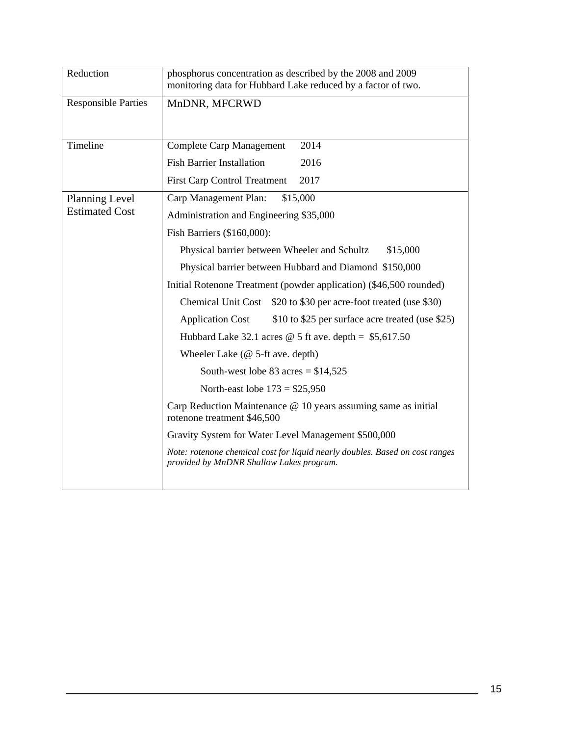| | |
|---|---|
| Reduction | phosphorus concentration as described by the 2008 and 2009 monitoring data for Hubbard Lake reduced by a factor of two. |
| Responsible Parties | MnDNR, MFCRWD |
| Timeline | Complete Carp Management 2014<br>Fish Barrier Installation 2016<br>First Carp Control Treatment 2017 |
| Planning Level Estimated Cost | Carp Management Plan: $15,000<br>Administration and Engineering $35,000<br>Fish Barriers ($160,000):<br>Physical barrier between Wheeler and Schultz $15,000<br>Physical barrier between Hubbard and Diamond $150,000<br>Initial Rotenone Treatment (powder application) ($46,500 rounded)<br>Chemical Unit Cost $20 to $30 per acre-foot treated (use $30)<br>Application Cost $10 to $25 per surface acre treated (use $25)<br>Hubbard Lake 32.1 acres @ 5 ft ave. depth = $5,617.50<br>Wheeler Lake (@ 5-ft ave. depth)<br>South-west lobe 83 acres = $14,525<br>North-east lobe 173 = $25,950<br>Carp Reduction Maintenance @ 10 years assuming same as initial rotenone treatment $46,500<br>Gravity System for Water Level Management $500,000<br>*Note: rotenone chemical cost for liquid nearly doubles. Based on cost ranges provided by MnDNR Shallow Lakes program.* |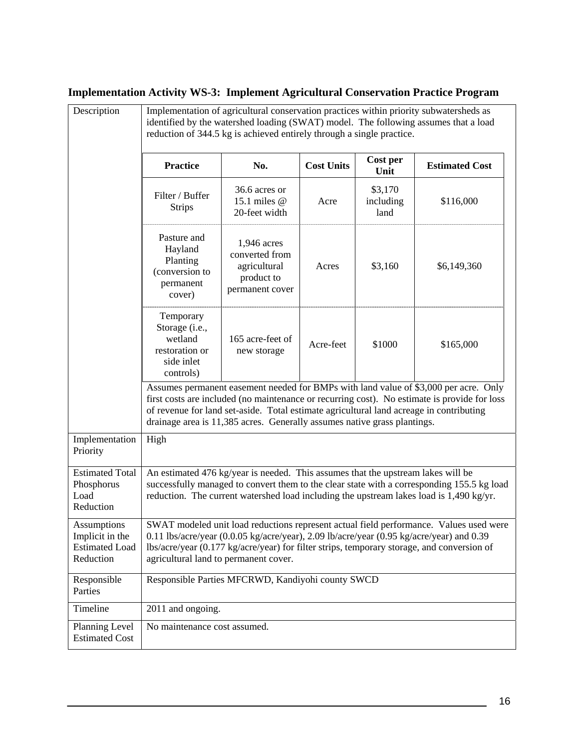## Implementation Activity WS-3: Implement Agricultural Conservation Practice Program

| | |
|---|---|
| Description | Implementation of agricultural conservation practices within priority subwatersheds as identified by the watershed loading (SWAT) model. The following assumes that a load reduction of 344.5 kg is achieved entirely through a single practice.<br><br>**Practice** / **No.** / **Cost Units** / **Cost per Unit** / **Estimated Cost**<br>Filter / Buffer Strips / 36.6 acres or 15.1 miles @ 20-feet width / Acre / \$3,170 including land / \$116,000<br>Pasture and Hayland Planting (conversion to permanent cover) / 1,946 acres converted from agricultural product to permanent cover / Acres / \$3,160 / \$6,149,360<br>Temporary Storage (i.e., wetland restoration or side inlet controls) / 165 acre-feet of new storage / Acre-feet / \$1000 / \$165,000<br><br>Assumes permanent easement needed for BMPs with land value of \$3,000 per acre. Only first costs are included (no maintenance or recurring cost). No estimate is provide for loss of revenue for land set-aside. Total estimate agricultural land acreage in contributing drainage area is 11,385 acres. Generally assumes native grass plantings. |
| Implementation Priority | High |
| Estimated Total Phosphorus Load Reduction | An estimated 476 kg/year is needed. This assumes that the upstream lakes will be successfully managed to convert them to the clear state with a corresponding 155.5 kg load reduction. The current watershed load including the upstream lakes load is 1,490 kg/yr. |
| Assumptions Implicit in the Estimated Load Reduction | SWAT modeled unit load reductions represent actual field performance. Values used were 0.11 lbs/acre/year (0.0.05 kg/acre/year), 2.09 lb/acre/year (0.95 kg/acre/year) and 0.39 lbs/acre/year (0.177 kg/acre/year) for filter strips, temporary storage, and conversion of agricultural land to permanent cover. |
| Responsible Parties | Responsible Parties MFCRWD, Kandiyohi county SWCD |
| Timeline | 2011 and ongoing. |
| Planning Level Estimated Cost | No maintenance cost assumed. |

Practice table:

| Practice | No. | Cost Units | Cost per Unit | Estimated Cost |
|---|---|---|---|---|
| Filter / Buffer Strips | 36.6 acres or 15.1 miles @ 20-feet width | Acre | \$3,170 including land | \$116,000 |
| Pasture and Hayland Planting (conversion to permanent cover) | 1,946 acres converted from agricultural product to permanent cover | Acres | \$3,160 | \$6,149,360 |
| Temporary Storage (i.e., wetland restoration or side inlet controls) | 165 acre-feet of new storage | Acre-feet | \$1000 | \$165,000 |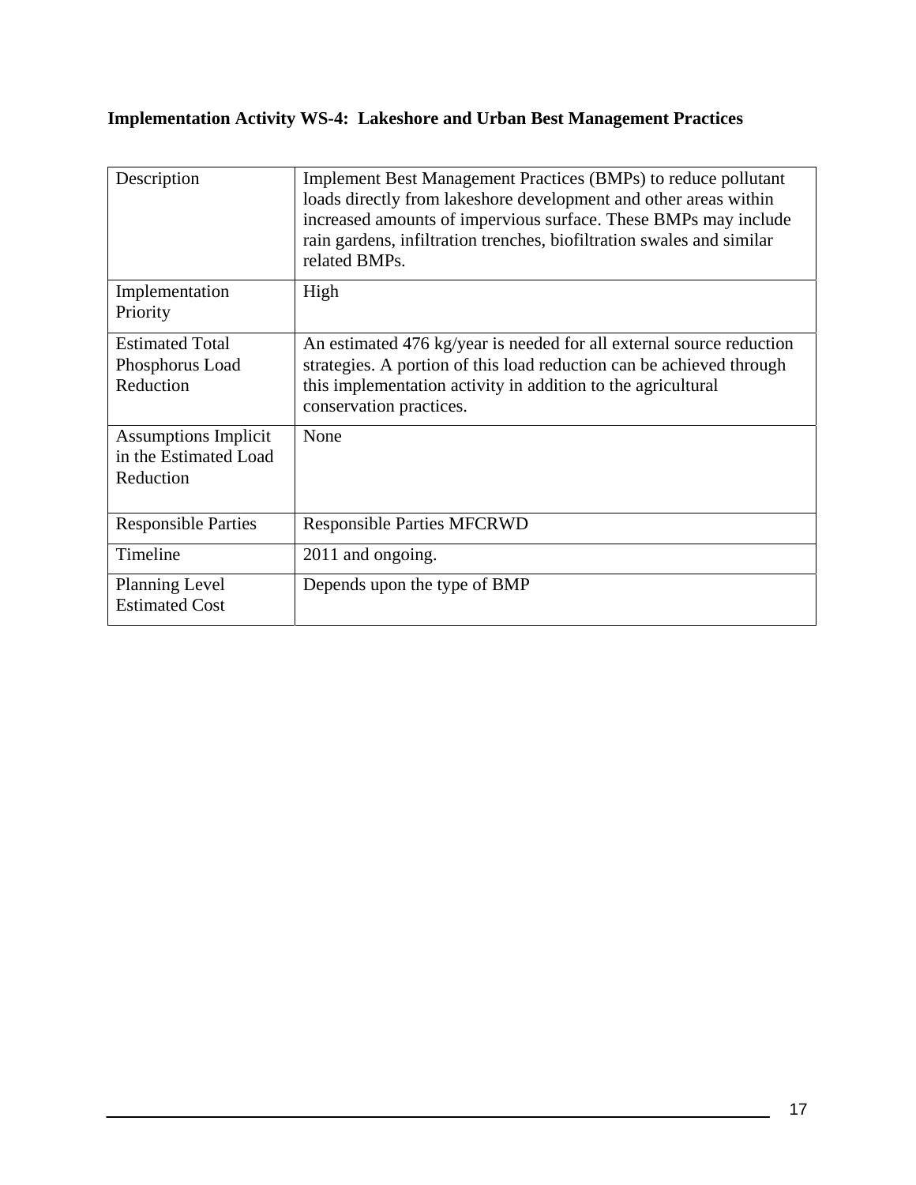**Implementation Activity WS-4: Lakeshore and Urban Best Management Practices**

| | |
|---|---|
| Description | Implement Best Management Practices (BMPs) to reduce pollutant loads directly from lakeshore development and other areas within increased amounts of impervious surface. These BMPs may include rain gardens, infiltration trenches, biofiltration swales and similar related BMPs. |
| Implementation Priority | High |
| Estimated Total Phosphorus Load Reduction | An estimated 476 kg/year is needed for all external source reduction strategies. A portion of this load reduction can be achieved through this implementation activity in addition to the agricultural conservation practices. |
| Assumptions Implicit in the Estimated Load Reduction | None |
| Responsible Parties | Responsible Parties MFCRWD |
| Timeline | 2011 and ongoing. |
| Planning Level Estimated Cost | Depends upon the type of BMP |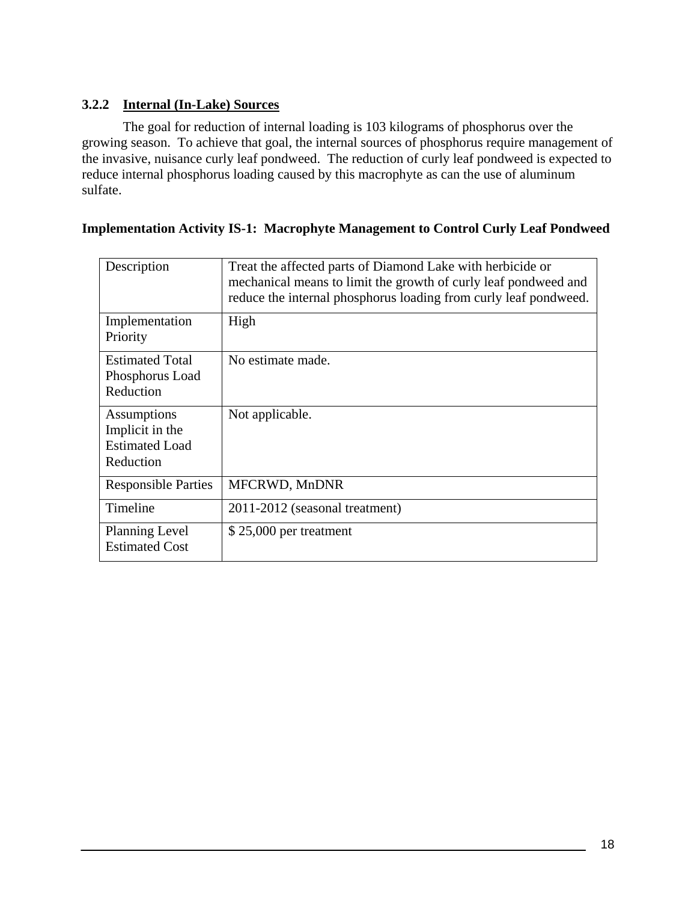### 3.2.2 Internal (In-Lake) Sources

The goal for reduction of internal loading is 103 kilograms of phosphorus over the growing season. To achieve that goal, the internal sources of phosphorus require management of the invasive, nuisance curly leaf pondweed. The reduction of curly leaf pondweed is expected to reduce internal phosphorus loading caused by this macrophyte as can the use of aluminum sulfate.

**Implementation Activity IS-1: Macrophyte Management to Control Curly Leaf Pondweed**

| | |
|---|---|
| Description | Treat the affected parts of Diamond Lake with herbicide or mechanical means to limit the growth of curly leaf pondweed and reduce the internal phosphorus loading from curly leaf pondweed. |
| Implementation Priority | High |
| Estimated Total Phosphorus Load Reduction | No estimate made. |
| Assumptions Implicit in the Estimated Load Reduction | Not applicable. |
| Responsible Parties | MFCRWD, MnDNR |
| Timeline | 2011-2012 (seasonal treatment) |
| Planning Level Estimated Cost | $ 25,000 per treatment |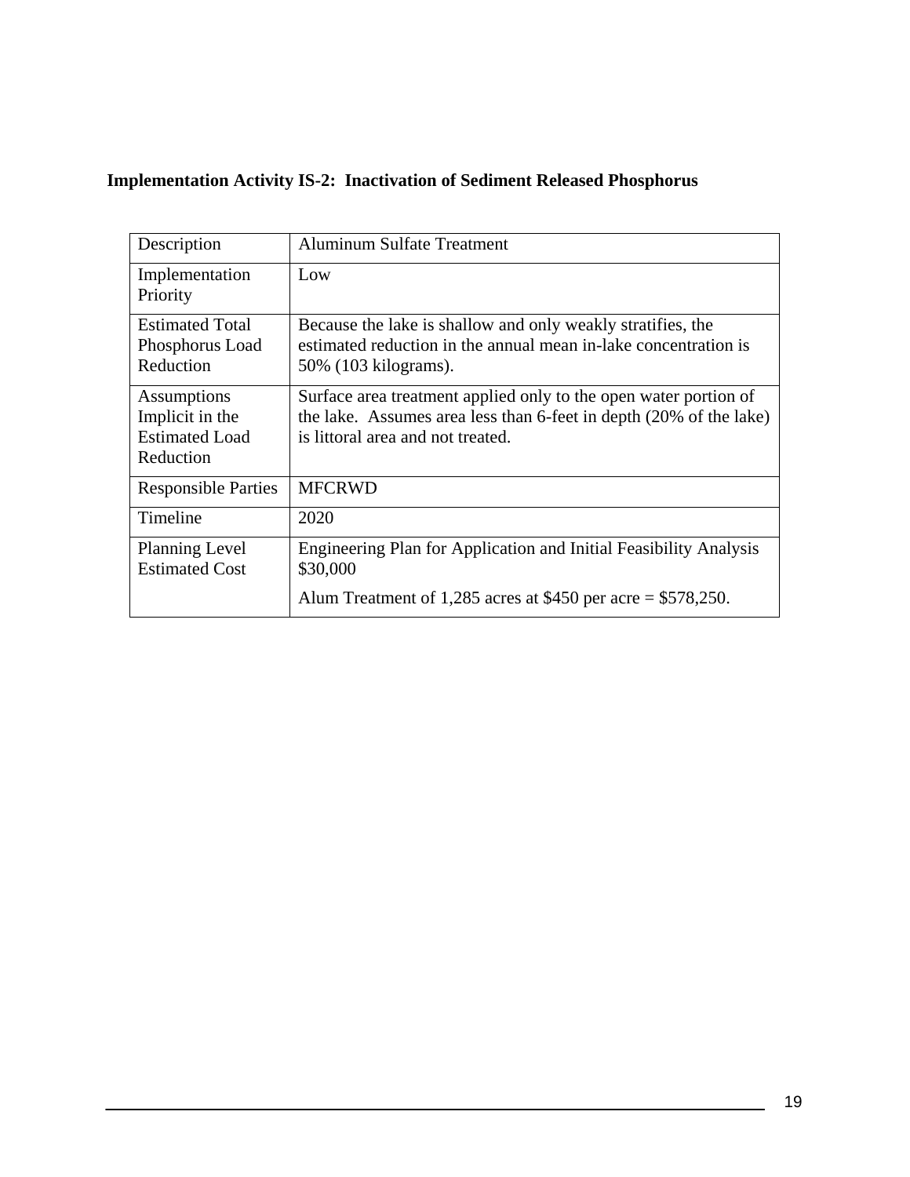**Implementation Activity IS-2: Inactivation of Sediment Released Phosphorus**

| | |
|---|---|
| Description | Aluminum Sulfate Treatment |
| Implementation Priority | Low |
| Estimated Total Phosphorus Load Reduction | Because the lake is shallow and only weakly stratifies, the estimated reduction in the annual mean in-lake concentration is 50% (103 kilograms). |
| Assumptions Implicit in the Estimated Load Reduction | Surface area treatment applied only to the open water portion of the lake. Assumes area less than 6-feet in depth (20% of the lake) is littoral area and not treated. |
| Responsible Parties | MFCRWD |
| Timeline | 2020 |
| Planning Level Estimated Cost | Engineering Plan for Application and Initial Feasibility Analysis \$30,000<br><br>Alum Treatment of 1,285 acres at \$450 per acre = \$578,250. |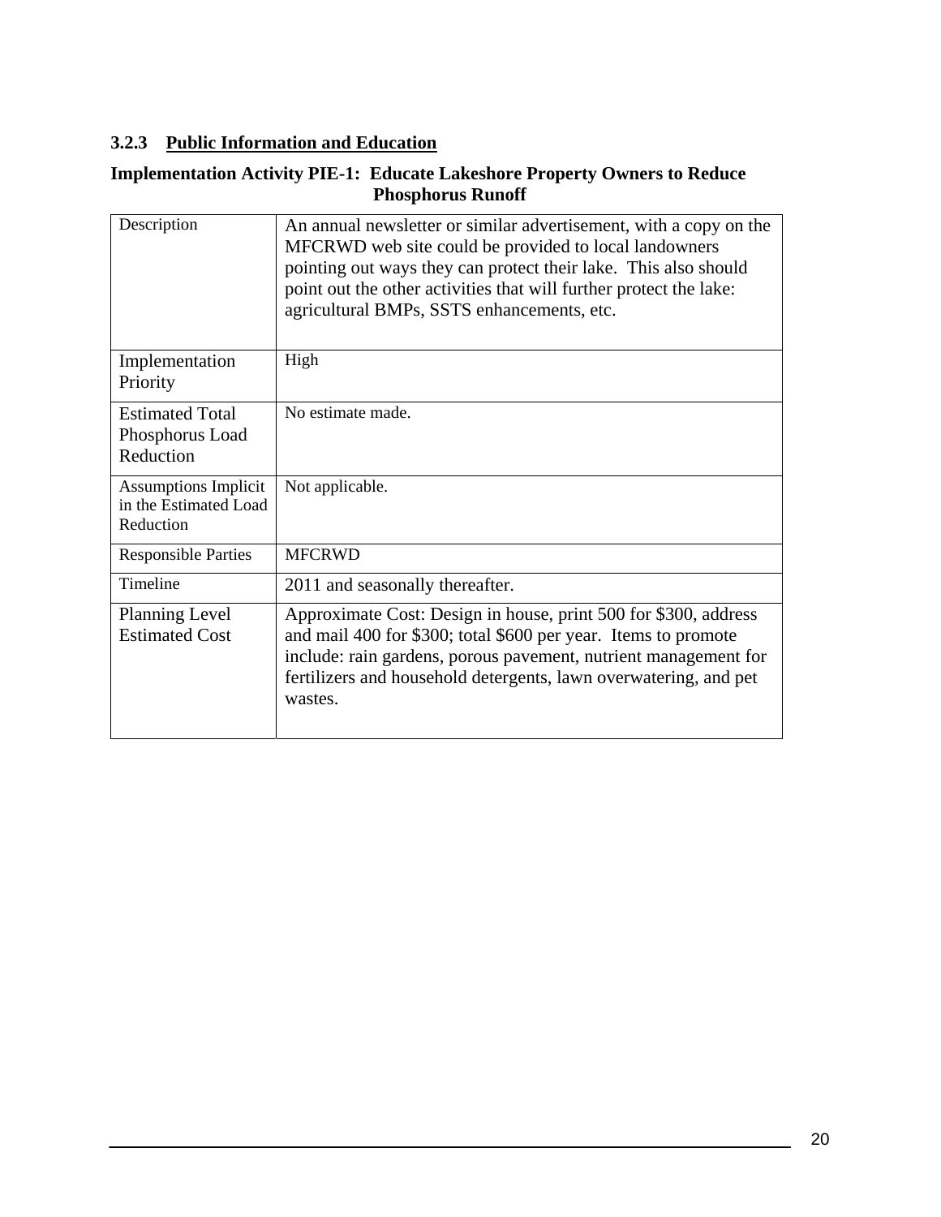### 3.2.3 Public Information and Education

**Implementation Activity PIE-1: Educate Lakeshore Property Owners to Reduce Phosphorus Runoff**

| | |
|---|---|
| Description | An annual newsletter or similar advertisement, with a copy on the MFCRWD web site could be provided to local landowners pointing out ways they can protect their lake. This also should point out the other activities that will further protect the lake: agricultural BMPs, SSTS enhancements, etc. |
| Implementation Priority | High |
| Estimated Total Phosphorus Load Reduction | No estimate made. |
| Assumptions Implicit in the Estimated Load Reduction | Not applicable. |
| Responsible Parties | MFCRWD |
| Timeline | 2011 and seasonally thereafter. |
| Planning Level Estimated Cost | Approximate Cost: Design in house, print 500 for $300, address and mail 400 for $300; total $600 per year. Items to promote include: rain gardens, porous pavement, nutrient management for fertilizers and household detergents, lawn overwatering, and pet wastes. |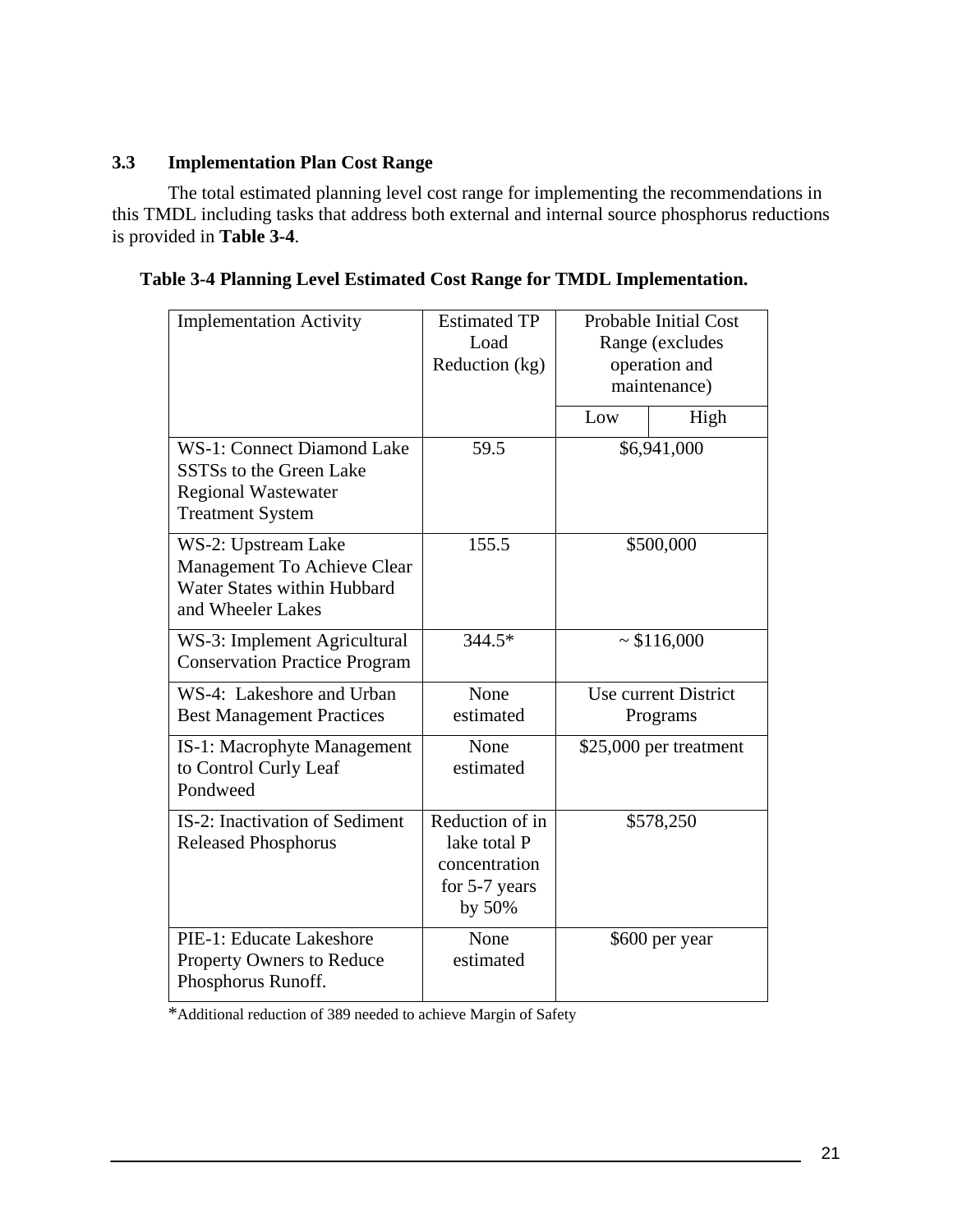### 3.3 Implementation Plan Cost Range

The total estimated planning level cost range for implementing the recommendations in this TMDL including tasks that address both external and internal source phosphorus reductions is provided in **Table 3-4**.

**Table 3-4 Planning Level Estimated Cost Range for TMDL Implementation.**

| Implementation Activity | Estimated TP Load Reduction (kg) | Probable Initial Cost Range (excludes operation and maintenance) | |
|---|---|---|---|
| | | Low | High |
| WS-1: Connect Diamond Lake SSTSs to the Green Lake Regional Wastewater Treatment System | 59.5 | $6,941,000 | |
| WS-2: Upstream Lake Management To Achieve Clear Water States within Hubbard and Wheeler Lakes | 155.5 | $500,000 | |
| WS-3: Implement Agricultural Conservation Practice Program | 344.5* | ~ $116,000 | |
| WS-4: Lakeshore and Urban Best Management Practices | None estimated | Use current District Programs | |
| IS-1: Macrophyte Management to Control Curly Leaf Pondweed | None estimated | $25,000 per treatment | |
| IS-2: Inactivation of Sediment Released Phosphorus | Reduction of in lake total P concentration for 5-7 years by 50% | $578,250 | |
| PIE-1: Educate Lakeshore Property Owners to Reduce Phosphorus Runoff. | None estimated | $600 per year | |

*Additional reduction of 389 needed to achieve Margin of Safety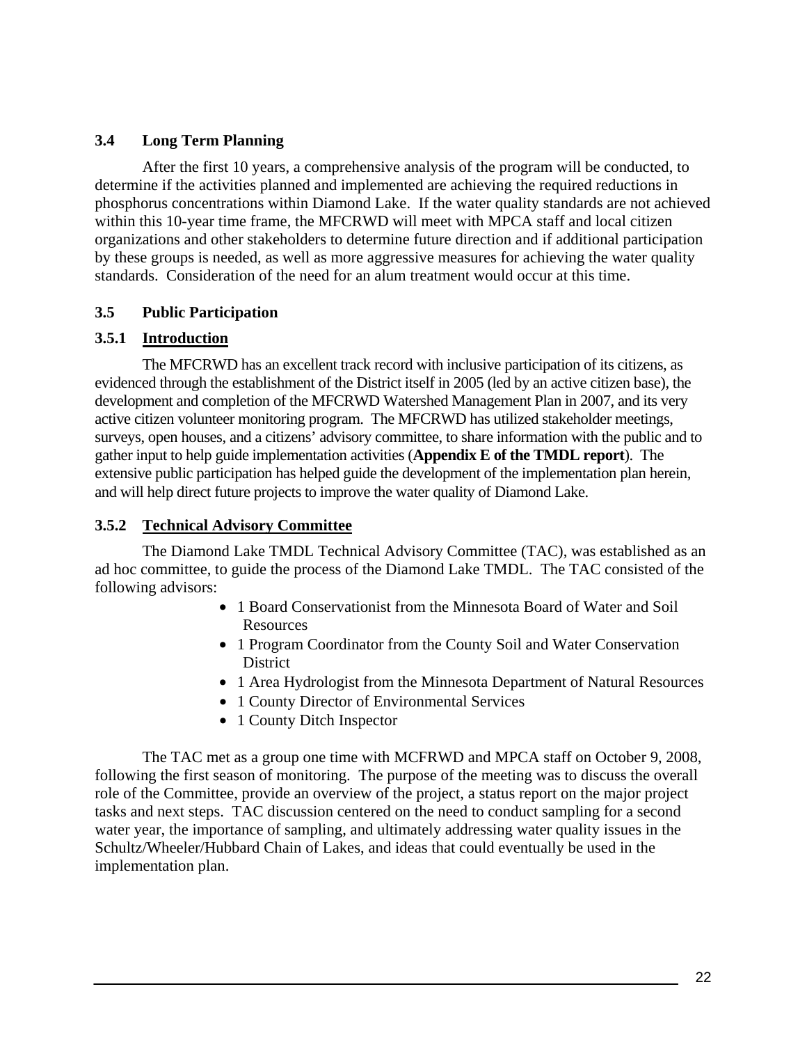### 3.4 Long Term Planning

After the first 10 years, a comprehensive analysis of the program will be conducted, to determine if the activities planned and implemented are achieving the required reductions in phosphorus concentrations within Diamond Lake. If the water quality standards are not achieved within this 10-year time frame, the MFCRWD will meet with MPCA staff and local citizen organizations and other stakeholders to determine future direction and if additional participation by these groups is needed, as well as more aggressive measures for achieving the water quality standards. Consideration of the need for an alum treatment would occur at this time.

### 3.5 Public Participation

#### 3.5.1 Introduction

The MFCRWD has an excellent track record with inclusive participation of its citizens, as evidenced through the establishment of the District itself in 2005 (led by an active citizen base), the development and completion of the MFCRWD Watershed Management Plan in 2007, and its very active citizen volunteer monitoring program. The MFCRWD has utilized stakeholder meetings, surveys, open houses, and a citizens' advisory committee, to share information with the public and to gather input to help guide implementation activities (**Appendix E of the TMDL report**). The extensive public participation has helped guide the development of the implementation plan herein, and will help direct future projects to improve the water quality of Diamond Lake.

#### 3.5.2 Technical Advisory Committee

The Diamond Lake TMDL Technical Advisory Committee (TAC), was established as an ad hoc committee, to guide the process of the Diamond Lake TMDL. The TAC consisted of the following advisors:

- 1 Board Conservationist from the Minnesota Board of Water and Soil Resources
- 1 Program Coordinator from the County Soil and Water Conservation District
- 1 Area Hydrologist from the Minnesota Department of Natural Resources
- 1 County Director of Environmental Services
- 1 County Ditch Inspector

The TAC met as a group one time with MCFRWD and MPCA staff on October 9, 2008, following the first season of monitoring. The purpose of the meeting was to discuss the overall role of the Committee, provide an overview of the project, a status report on the major project tasks and next steps. TAC discussion centered on the need to conduct sampling for a second water year, the importance of sampling, and ultimately addressing water quality issues in the Schultz/Wheeler/Hubbard Chain of Lakes, and ideas that could eventually be used in the implementation plan.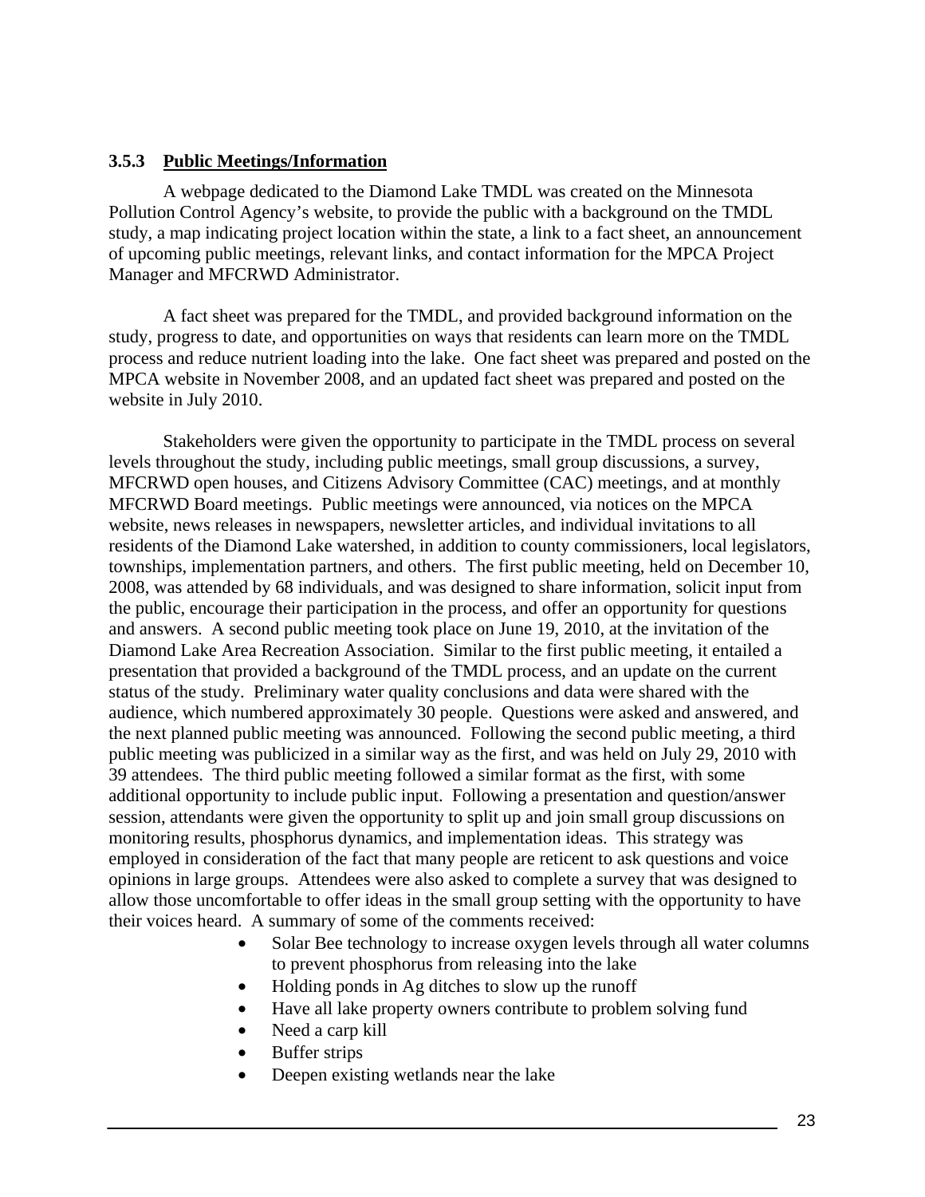### 3.5.3 **Public Meetings/Information**

A webpage dedicated to the Diamond Lake TMDL was created on the Minnesota Pollution Control Agency's website, to provide the public with a background on the TMDL study, a map indicating project location within the state, a link to a fact sheet, an announcement of upcoming public meetings, relevant links, and contact information for the MPCA Project Manager and MFCRWD Administrator.

A fact sheet was prepared for the TMDL, and provided background information on the study, progress to date, and opportunities on ways that residents can learn more on the TMDL process and reduce nutrient loading into the lake. One fact sheet was prepared and posted on the MPCA website in November 2008, and an updated fact sheet was prepared and posted on the website in July 2010.

Stakeholders were given the opportunity to participate in the TMDL process on several levels throughout the study, including public meetings, small group discussions, a survey, MFCRWD open houses, and Citizens Advisory Committee (CAC) meetings, and at monthly MFCRWD Board meetings. Public meetings were announced, via notices on the MPCA website, news releases in newspapers, newsletter articles, and individual invitations to all residents of the Diamond Lake watershed, in addition to county commissioners, local legislators, townships, implementation partners, and others. The first public meeting, held on December 10, 2008, was attended by 68 individuals, and was designed to share information, solicit input from the public, encourage their participation in the process, and offer an opportunity for questions and answers. A second public meeting took place on June 19, 2010, at the invitation of the Diamond Lake Area Recreation Association. Similar to the first public meeting, it entailed a presentation that provided a background of the TMDL process, and an update on the current status of the study. Preliminary water quality conclusions and data were shared with the audience, which numbered approximately 30 people. Questions were asked and answered, and the next planned public meeting was announced. Following the second public meeting, a third public meeting was publicized in a similar way as the first, and was held on July 29, 2010 with 39 attendees. The third public meeting followed a similar format as the first, with some additional opportunity to include public input. Following a presentation and question/answer session, attendants were given the opportunity to split up and join small group discussions on monitoring results, phosphorus dynamics, and implementation ideas. This strategy was employed in consideration of the fact that many people are reticent to ask questions and voice opinions in large groups. Attendees were also asked to complete a survey that was designed to allow those uncomfortable to offer ideas in the small group setting with the opportunity to have their voices heard. A summary of some of the comments received:

- Solar Bee technology to increase oxygen levels through all water columns to prevent phosphorus from releasing into the lake
- Holding ponds in Ag ditches to slow up the runoff
- Have all lake property owners contribute to problem solving fund
- Need a carp kill
- Buffer strips
- Deepen existing wetlands near the lake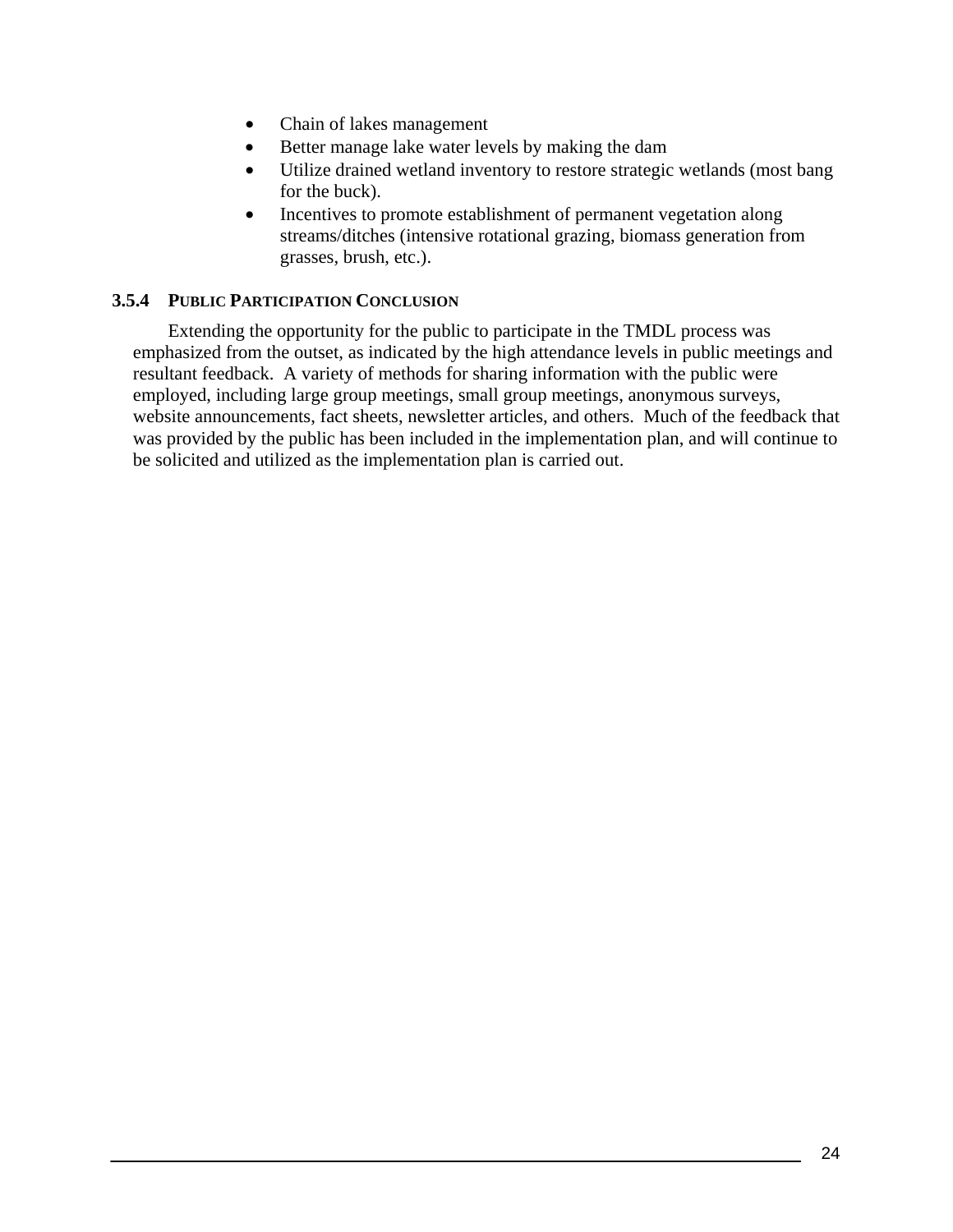- Chain of lakes management
- Better manage lake water levels by making the dam
- Utilize drained wetland inventory to restore strategic wetlands (most bang for the buck).
- Incentives to promote establishment of permanent vegetation along streams/ditches (intensive rotational grazing, biomass generation from grasses, brush, etc.).

### 3.5.4 PUBLIC PARTICIPATION CONCLUSION

Extending the opportunity for the public to participate in the TMDL process was emphasized from the outset, as indicated by the high attendance levels in public meetings and resultant feedback. A variety of methods for sharing information with the public were employed, including large group meetings, small group meetings, anonymous surveys, website announcements, fact sheets, newsletter articles, and others. Much of the feedback that was provided by the public has been included in the implementation plan, and will continue to be solicited and utilized as the implementation plan is carried out.